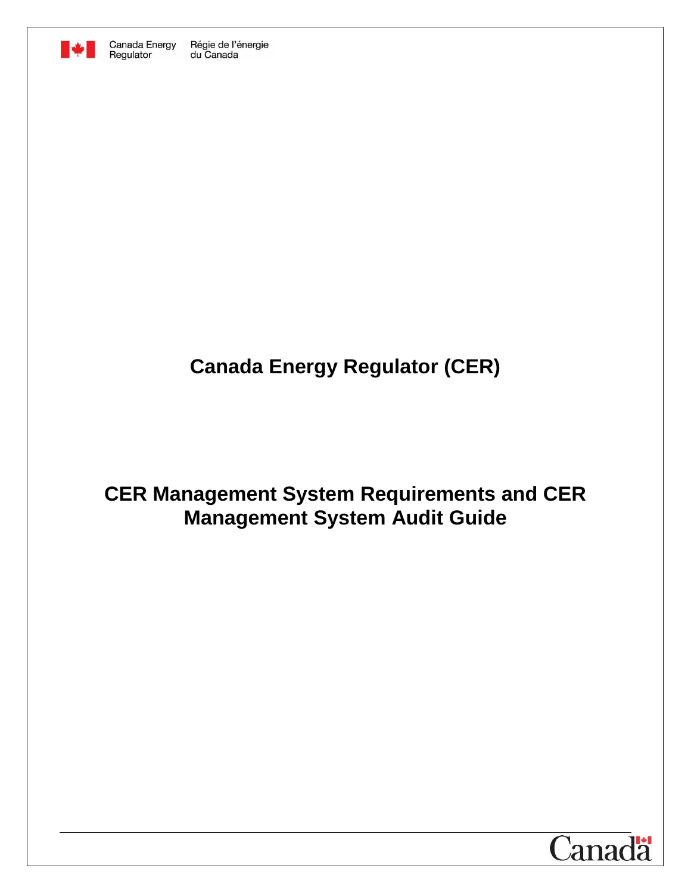Canada Energy Regulator Régie de l'énergie du Canada

# Canada Energy Regulator (CER)

# CER Management System Requirements and CER Management System Audit Guide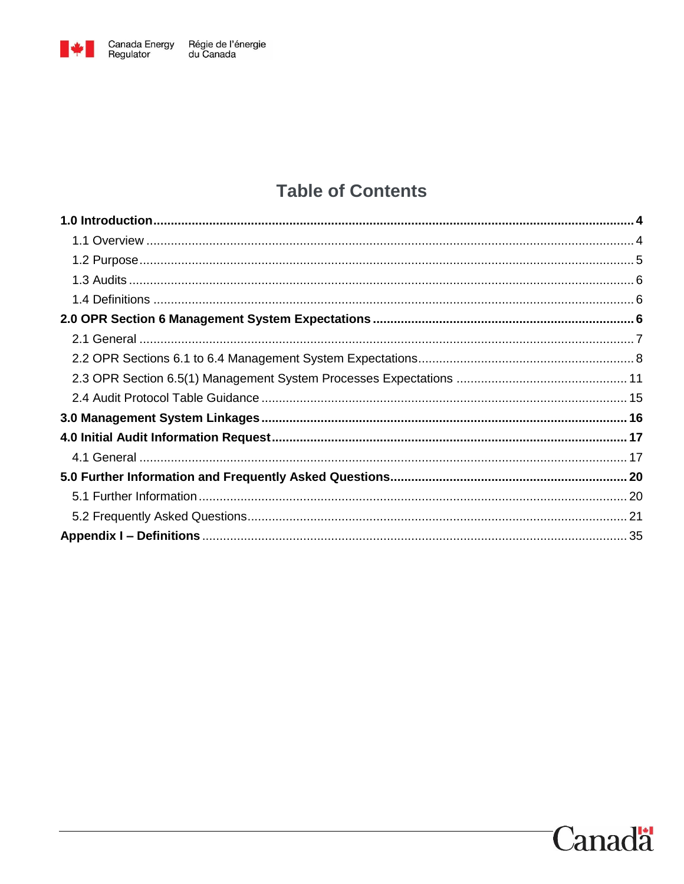# Table of Contents

**1.0 Introduction** ........ **4**
- 1.1 Overview ........ 4
- 1.2 Purpose ........ 5
- 1.3 Audits ........ 6
- 1.4 Definitions ........ 6

**2.0 OPR Section 6 Management System Expectations** ........ **6**
- 2.1 General ........ 7
- 2.2 OPR Sections 6.1 to 6.4 Management System Expectations ........ 8
- 2.3 OPR Section 6.5(1) Management System Processes Expectations ........ 11
- 2.4 Audit Protocol Table Guidance ........ 15

**3.0 Management System Linkages** ........ **16**

**4.0 Initial Audit Information Request** ........ **17**
- 4.1 General ........ 17

**5.0 Further Information and Frequently Asked Questions** ........ **20**
- 5.1 Further Information ........ 20
- 5.2 Frequently Asked Questions ........ 21

**Appendix I – Definitions** ........ 35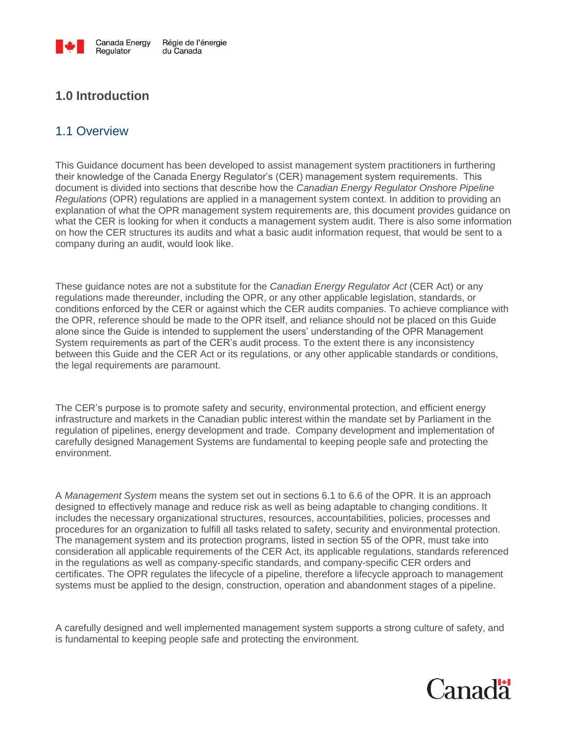# 1.0 Introduction

## 1.1 Overview

This Guidance document has been developed to assist management system practitioners in furthering their knowledge of the Canada Energy Regulator's (CER) management system requirements. This document is divided into sections that describe how the *Canadian Energy Regulator Onshore Pipeline Regulations* (OPR) regulations are applied in a management system context. In addition to providing an explanation of what the OPR management system requirements are, this document provides guidance on what the CER is looking for when it conducts a management system audit. There is also some information on how the CER structures its audits and what a basic audit information request, that would be sent to a company during an audit, would look like.

These guidance notes are not a substitute for the *Canadian Energy Regulator Act* (CER Act) or any regulations made thereunder, including the OPR, or any other applicable legislation, standards, or conditions enforced by the CER or against which the CER audits companies. To achieve compliance with the OPR, reference should be made to the OPR itself, and reliance should not be placed on this Guide alone since the Guide is intended to supplement the users' understanding of the OPR Management System requirements as part of the CER's audit process. To the extent there is any inconsistency between this Guide and the CER Act or its regulations, or any other applicable standards or conditions, the legal requirements are paramount.

The CER's purpose is to promote safety and security, environmental protection, and efficient energy infrastructure and markets in the Canadian public interest within the mandate set by Parliament in the regulation of pipelines, energy development and trade. Company development and implementation of carefully designed Management Systems are fundamental to keeping people safe and protecting the environment.

A *Management System* means the system set out in sections 6.1 to 6.6 of the OPR. It is an approach designed to effectively manage and reduce risk as well as being adaptable to changing conditions. It includes the necessary organizational structures, resources, accountabilities, policies, processes and procedures for an organization to fulfill all tasks related to safety, security and environmental protection. The management system and its protection programs, listed in section 55 of the OPR, must take into consideration all applicable requirements of the CER Act, its applicable regulations, standards referenced in the regulations as well as company-specific standards, and company-specific CER orders and certificates. The OPR regulates the lifecycle of a pipeline, therefore a lifecycle approach to management systems must be applied to the design, construction, operation and abandonment stages of a pipeline.

A carefully designed and well implemented management system supports a strong culture of safety, and is fundamental to keeping people safe and protecting the environment.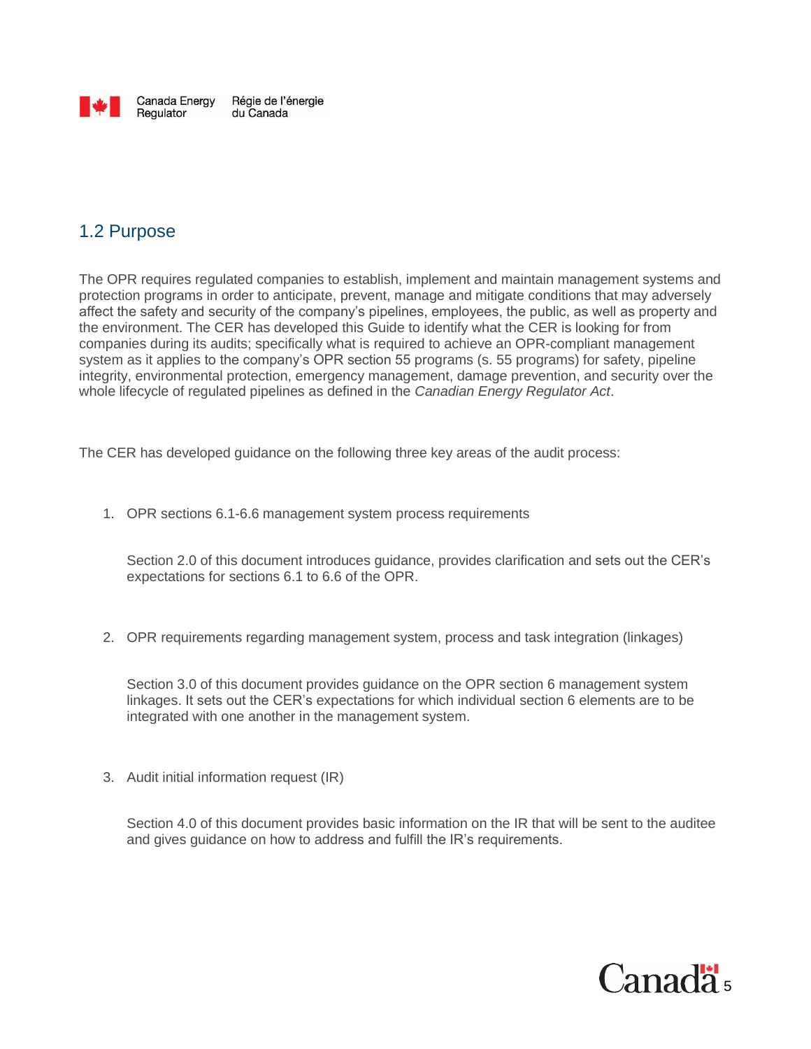## 1.2 Purpose

The OPR requires regulated companies to establish, implement and maintain management systems and protection programs in order to anticipate, prevent, manage and mitigate conditions that may adversely affect the safety and security of the company's pipelines, employees, the public, as well as property and the environment. The CER has developed this Guide to identify what the CER is looking for from companies during its audits; specifically what is required to achieve an OPR-compliant management system as it applies to the company's OPR section 55 programs (s. 55 programs) for safety, pipeline integrity, environmental protection, emergency management, damage prevention, and security over the whole lifecycle of regulated pipelines as defined in the *Canadian Energy Regulator Act*.

The CER has developed guidance on the following three key areas of the audit process:

1. OPR sections 6.1-6.6 management system process requirements

   Section 2.0 of this document introduces guidance, provides clarification and sets out the CER's expectations for sections 6.1 to 6.6 of the OPR.

2. OPR requirements regarding management system, process and task integration (linkages)

   Section 3.0 of this document provides guidance on the OPR section 6 management system linkages. It sets out the CER's expectations for which individual section 6 elements are to be integrated with one another in the management system.

3. Audit initial information request (IR)

   Section 4.0 of this document provides basic information on the IR that will be sent to the auditee and gives guidance on how to address and fulfill the IR's requirements.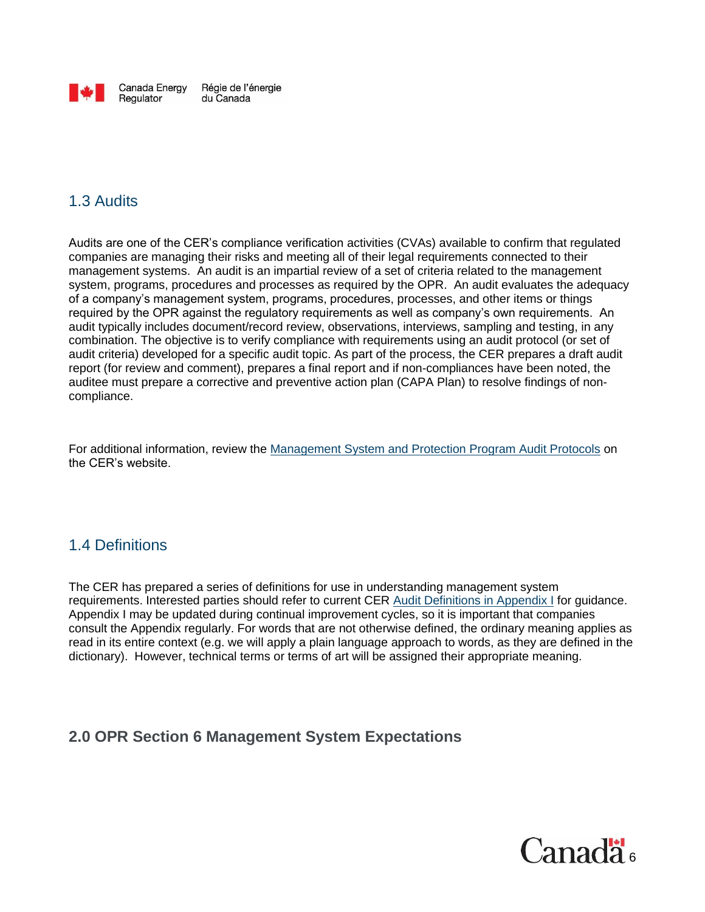## 1.3 Audits

Audits are one of the CER's compliance verification activities (CVAs) available to confirm that regulated companies are managing their risks and meeting all of their legal requirements connected to their management systems. An audit is an impartial review of a set of criteria related to the management system, programs, procedures and processes as required by the OPR. An audit evaluates the adequacy of a company's management system, programs, procedures, processes, and other items or things required by the OPR against the regulatory requirements as well as company's own requirements. An audit typically includes document/record review, observations, interviews, sampling and testing, in any combination. The objective is to verify compliance with requirements using an audit protocol (or set of audit criteria) developed for a specific audit topic. As part of the process, the CER prepares a draft audit report (for review and comment), prepares a final report and if non-compliances have been noted, the auditee must prepare a corrective and preventive action plan (CAPA Plan) to resolve findings of non-compliance.

For additional information, review the Management System and Protection Program Audit Protocols on the CER's website.

## 1.4 Definitions

The CER has prepared a series of definitions for use in understanding management system requirements. Interested parties should refer to current CER Audit Definitions in Appendix I for guidance. Appendix I may be updated during continual improvement cycles, so it is important that companies consult the Appendix regularly. For words that are not otherwise defined, the ordinary meaning applies as read in its entire context (e.g. we will apply a plain language approach to words, as they are defined in the dictionary). However, technical terms or terms of art will be assigned their appropriate meaning.

# 2.0 OPR Section 6 Management System Expectations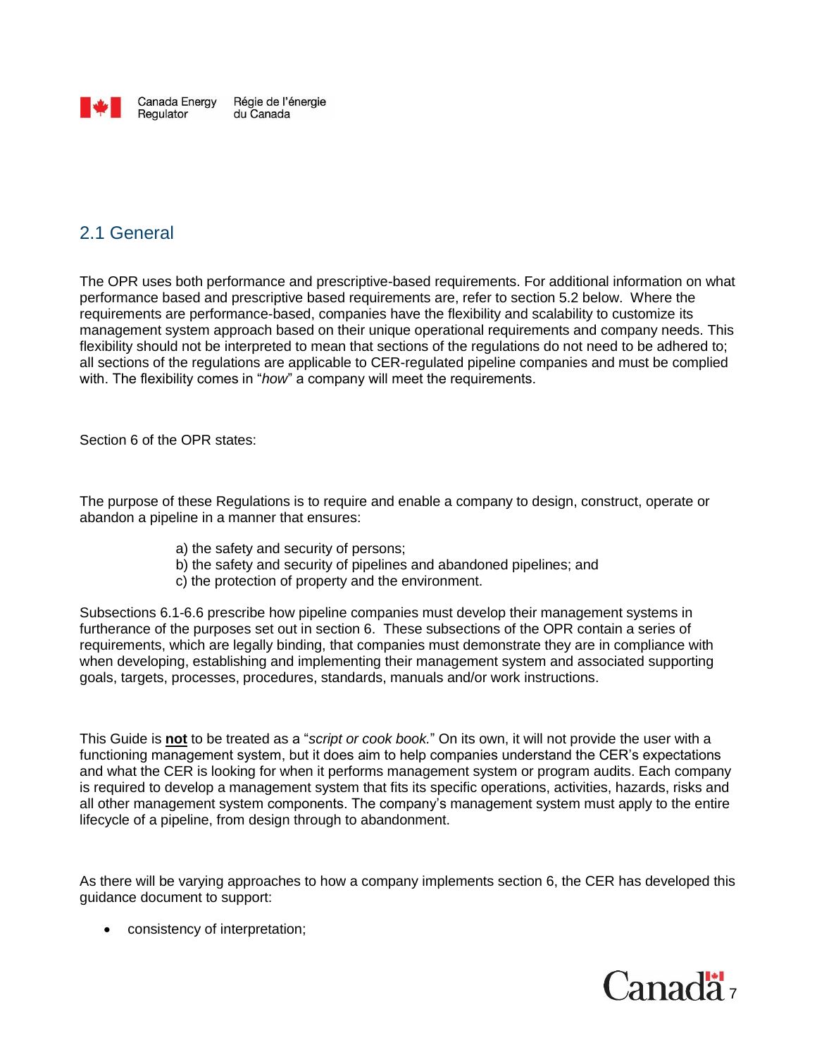## 2.1 General

The OPR uses both performance and prescriptive-based requirements. For additional information on what performance based and prescriptive based requirements are, refer to section 5.2 below. Where the requirements are performance-based, companies have the flexibility and scalability to customize its management system approach based on their unique operational requirements and company needs. This flexibility should not be interpreted to mean that sections of the regulations do not need to be adhered to; all sections of the regulations are applicable to CER-regulated pipeline companies and must be complied with. The flexibility comes in "*how*" a company will meet the requirements.

Section 6 of the OPR states:

The purpose of these Regulations is to require and enable a company to design, construct, operate or abandon a pipeline in a manner that ensures:

a) the safety and security of persons;
b) the safety and security of pipelines and abandoned pipelines; and
c) the protection of property and the environment.

Subsections 6.1-6.6 prescribe how pipeline companies must develop their management systems in furtherance of the purposes set out in section 6. These subsections of the OPR contain a series of requirements, which are legally binding, that companies must demonstrate they are in compliance with when developing, establishing and implementing their management system and associated supporting goals, targets, processes, procedures, standards, manuals and/or work instructions.

This Guide is **not** to be treated as a "*script or cook book.*" On its own, it will not provide the user with a functioning management system, but it does aim to help companies understand the CER's expectations and what the CER is looking for when it performs management system or program audits. Each company is required to develop a management system that fits its specific operations, activities, hazards, risks and all other management system components. The company's management system must apply to the entire lifecycle of a pipeline, from design through to abandonment.

As there will be varying approaches to how a company implements section 6, the CER has developed this guidance document to support:

- consistency of interpretation;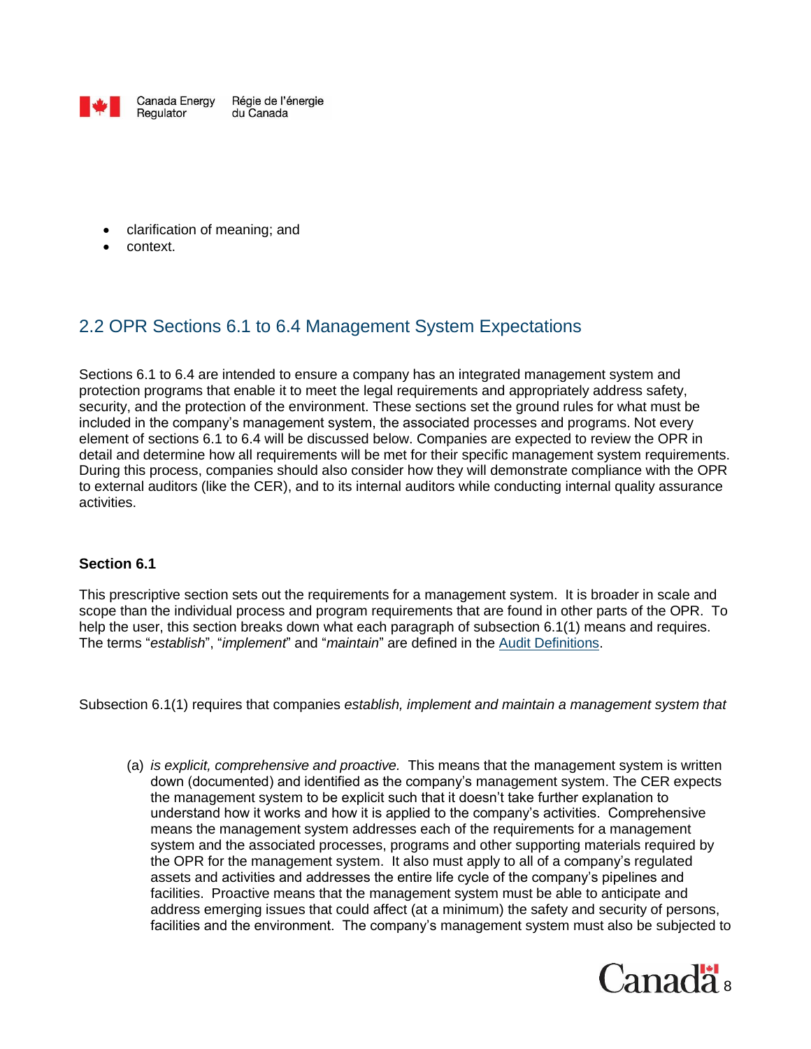- clarification of meaning; and
- context.

## 2.2 OPR Sections 6.1 to 6.4 Management System Expectations

Sections 6.1 to 6.4 are intended to ensure a company has an integrated management system and protection programs that enable it to meet the legal requirements and appropriately address safety, security, and the protection of the environment. These sections set the ground rules for what must be included in the company's management system, the associated processes and programs. Not every element of sections 6.1 to 6.4 will be discussed below. Companies are expected to review the OPR in detail and determine how all requirements will be met for their specific management system requirements. During this process, companies should also consider how they will demonstrate compliance with the OPR to external auditors (like the CER), and to its internal auditors while conducting internal quality assurance activities.

### Section 6.1

This prescriptive section sets out the requirements for a management system. It is broader in scale and scope than the individual process and program requirements that are found in other parts of the OPR. To help the user, this section breaks down what each paragraph of subsection 6.1(1) means and requires. The terms "*establish*", "*implement*" and "*maintain*" are defined in the Audit Definitions.

Subsection 6.1(1) requires that companies *establish, implement and maintain a management system that*

(a) *is explicit, comprehensive and proactive.* This means that the management system is written down (documented) and identified as the company's management system. The CER expects the management system to be explicit such that it doesn't take further explanation to understand how it works and how it is applied to the company's activities. Comprehensive means the management system addresses each of the requirements for a management system and the associated processes, programs and other supporting materials required by the OPR for the management system. It also must apply to all of a company's regulated assets and activities and addresses the entire life cycle of the company's pipelines and facilities. Proactive means that the management system must be able to anticipate and address emerging issues that could affect (at a minimum) the safety and security of persons, facilities and the environment. The company's management system must also be subjected to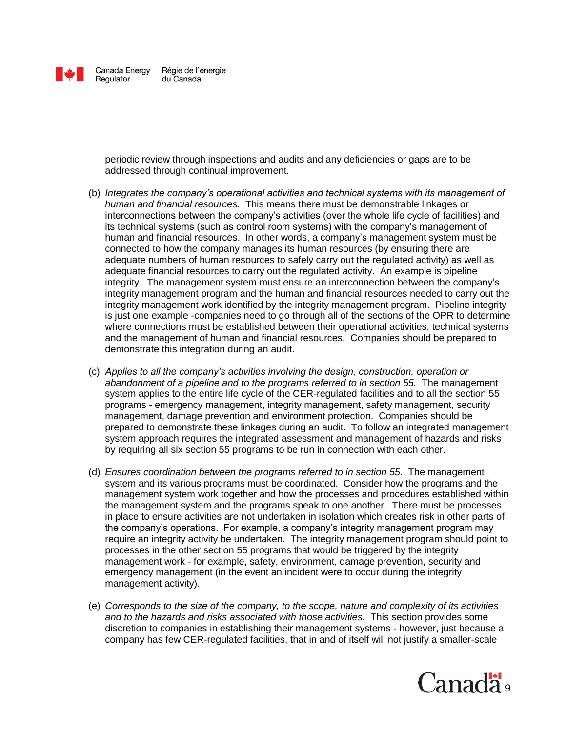periodic review through inspections and audits and any deficiencies or gaps are to be addressed through continual improvement.

(b) *Integrates the company's operational activities and technical systems with its management of human and financial resources.* This means there must be demonstrable linkages or interconnections between the company's activities (over the whole life cycle of facilities) and its technical systems (such as control room systems) with the company's management of human and financial resources. In other words, a company's management system must be connected to how the company manages its human resources (by ensuring there are adequate numbers of human resources to safely carry out the regulated activity) as well as adequate financial resources to carry out the regulated activity. An example is pipeline integrity. The management system must ensure an interconnection between the company's integrity management program and the human and financial resources needed to carry out the integrity management work identified by the integrity management program. Pipeline integrity is just one example -companies need to go through all of the sections of the OPR to determine where connections must be established between their operational activities, technical systems and the management of human and financial resources. Companies should be prepared to demonstrate this integration during an audit.

(c) *Applies to all the company's activities involving the design, construction, operation or abandonment of a pipeline and to the programs referred to in section 55.* The management system applies to the entire life cycle of the CER-regulated facilities and to all the section 55 programs - emergency management, integrity management, safety management, security management, damage prevention and environment protection. Companies should be prepared to demonstrate these linkages during an audit. To follow an integrated management system approach requires the integrated assessment and management of hazards and risks by requiring all six section 55 programs to be run in connection with each other.

(d) *Ensures coordination between the programs referred to in section 55.* The management system and its various programs must be coordinated. Consider how the programs and the management system work together and how the processes and procedures established within the management system and the programs speak to one another. There must be processes in place to ensure activities are not undertaken in isolation which creates risk in other parts of the company's operations. For example, a company's integrity management program may require an integrity activity be undertaken. The integrity management program should point to processes in the other section 55 programs that would be triggered by the integrity management work - for example, safety, environment, damage prevention, security and emergency management (in the event an incident were to occur during the integrity management activity).

(e) *Corresponds to the size of the company, to the scope, nature and complexity of its activities and to the hazards and risks associated with those activities.* This section provides some discretion to companies in establishing their management systems - however, just because a company has few CER-regulated facilities, that in and of itself will not justify a smaller-scale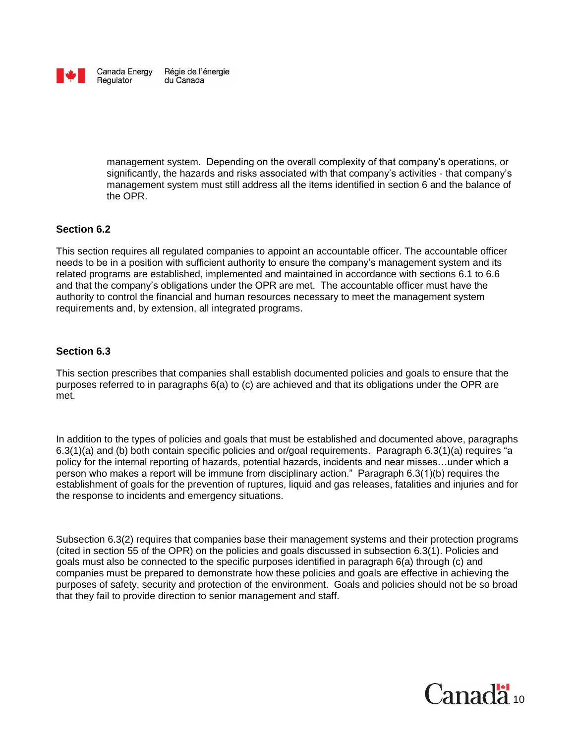management system. Depending on the overall complexity of that company's operations, or significantly, the hazards and risks associated with that company's activities - that company's management system must still address all the items identified in section 6 and the balance of the OPR.

### Section 6.2

This section requires all regulated companies to appoint an accountable officer. The accountable officer needs to be in a position with sufficient authority to ensure the company's management system and its related programs are established, implemented and maintained in accordance with sections 6.1 to 6.6 and that the company's obligations under the OPR are met. The accountable officer must have the authority to control the financial and human resources necessary to meet the management system requirements and, by extension, all integrated programs.

### Section 6.3

This section prescribes that companies shall establish documented policies and goals to ensure that the purposes referred to in paragraphs 6(a) to (c) are achieved and that its obligations under the OPR are met.

In addition to the types of policies and goals that must be established and documented above, paragraphs 6.3(1)(a) and (b) both contain specific policies and or/goal requirements. Paragraph 6.3(1)(a) requires "a policy for the internal reporting of hazards, potential hazards, incidents and near misses…under which a person who makes a report will be immune from disciplinary action." Paragraph 6.3(1)(b) requires the establishment of goals for the prevention of ruptures, liquid and gas releases, fatalities and injuries and for the response to incidents and emergency situations.

Subsection 6.3(2) requires that companies base their management systems and their protection programs (cited in section 55 of the OPR) on the policies and goals discussed in subsection 6.3(1). Policies and goals must also be connected to the specific purposes identified in paragraph 6(a) through (c) and companies must be prepared to demonstrate how these policies and goals are effective in achieving the purposes of safety, security and protection of the environment. Goals and policies should not be so broad that they fail to provide direction to senior management and staff.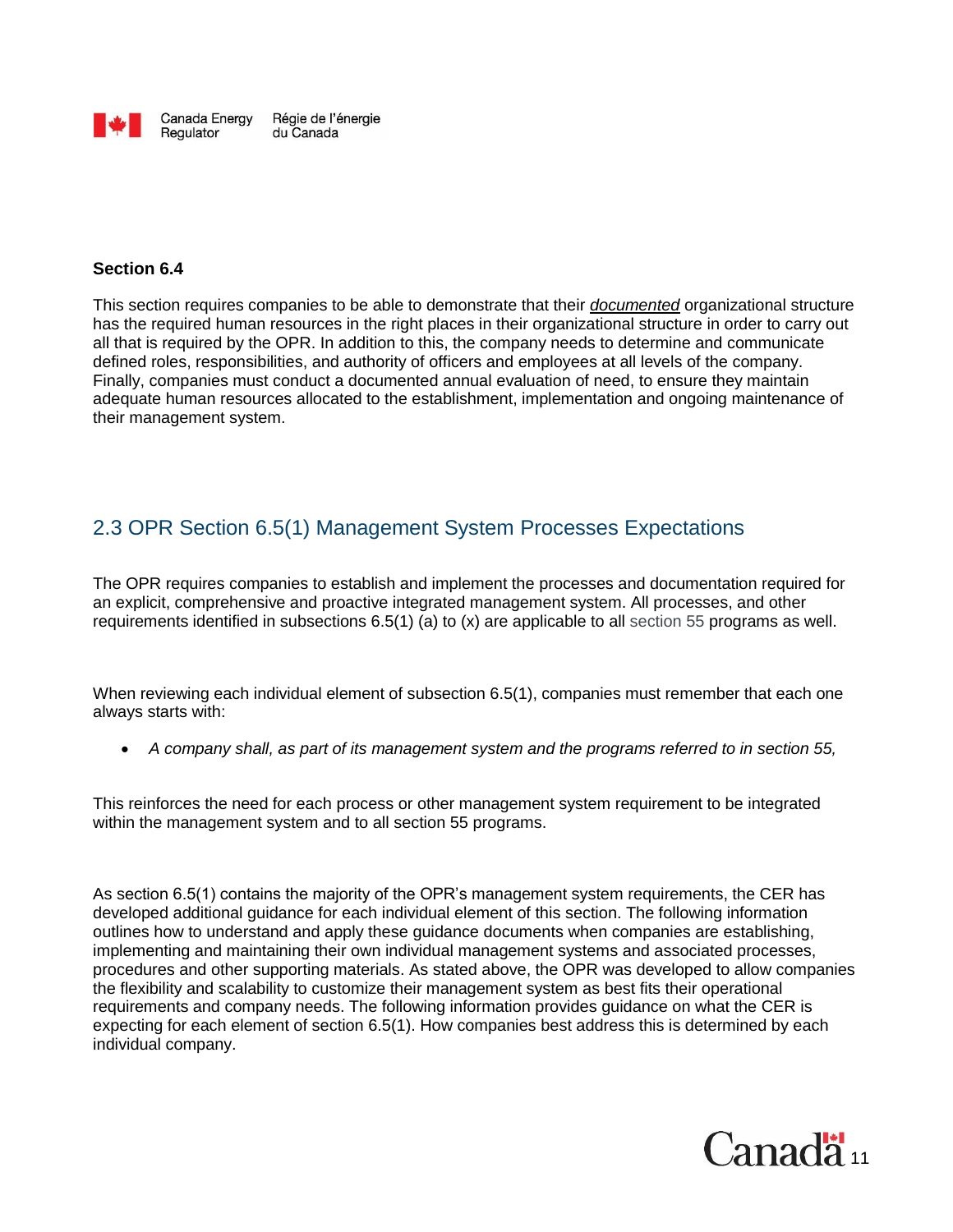**Section 6.4**

This section requires companies to be able to demonstrate that their ***documented*** organizational structure has the required human resources in the right places in their organizational structure in order to carry out all that is required by the OPR. In addition to this, the company needs to determine and communicate defined roles, responsibilities, and authority of officers and employees at all levels of the company. Finally, companies must conduct a documented annual evaluation of need, to ensure they maintain adequate human resources allocated to the establishment, implementation and ongoing maintenance of their management system.

## 2.3 OPR Section 6.5(1) Management System Processes Expectations

The OPR requires companies to establish and implement the processes and documentation required for an explicit, comprehensive and proactive integrated management system. All processes, and other requirements identified in subsections 6.5(1) (a) to (x) are applicable to all section 55 programs as well.

When reviewing each individual element of subsection 6.5(1), companies must remember that each one always starts with:

- *A company shall, as part of its management system and the programs referred to in section 55,*

This reinforces the need for each process or other management system requirement to be integrated within the management system and to all section 55 programs.

As section 6.5(1) contains the majority of the OPR's management system requirements, the CER has developed additional guidance for each individual element of this section. The following information outlines how to understand and apply these guidance documents when companies are establishing, implementing and maintaining their own individual management systems and associated processes, procedures and other supporting materials. As stated above, the OPR was developed to allow companies the flexibility and scalability to customize their management system as best fits their operational requirements and company needs. The following information provides guidance on what the CER is expecting for each element of section 6.5(1). How companies best address this is determined by each individual company.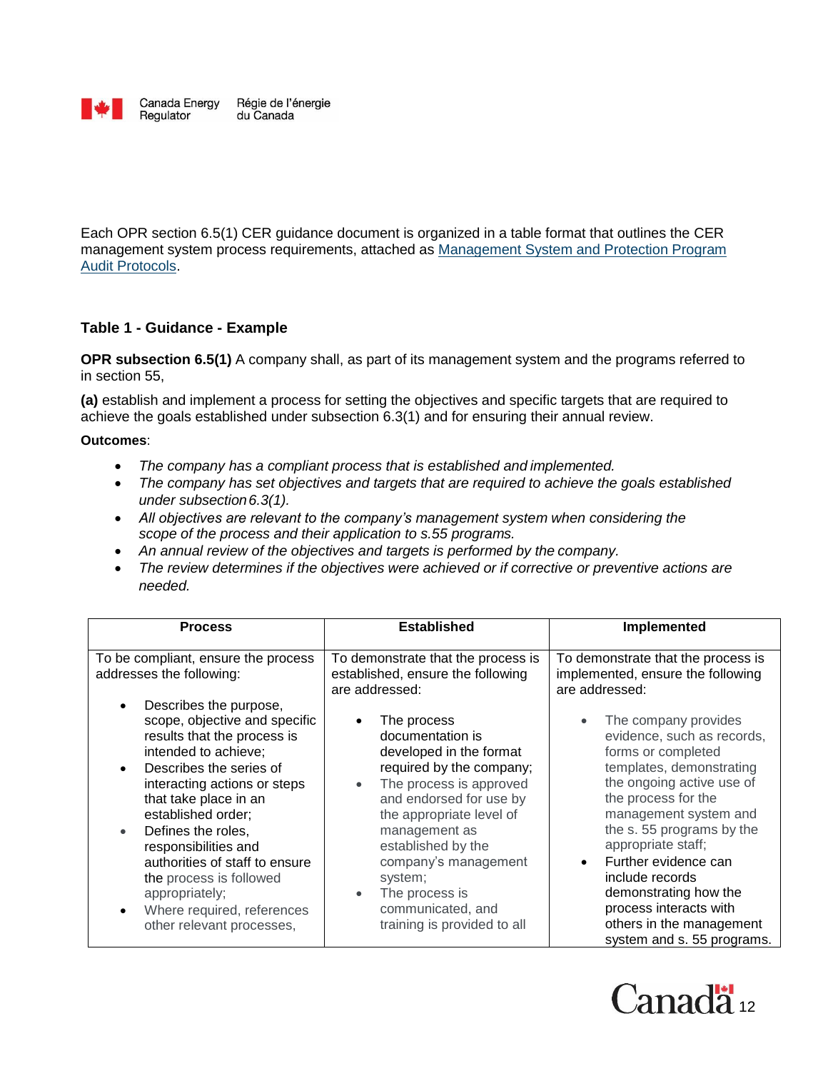Each OPR section 6.5(1) CER guidance document is organized in a table format that outlines the CER management system process requirements, attached as [Management System and Protection Program Audit Protocols](#).

### Table 1 - Guidance - Example

**OPR subsection 6.5(1)** A company shall, as part of its management system and the programs referred to in section 55,

**(a)** establish and implement a process for setting the objectives and specific targets that are required to achieve the goals established under subsection 6.3(1) and for ensuring their annual review.

**Outcomes**:

- *The company has a compliant process that is established and implemented.*
- *The company has set objectives and targets that are required to achieve the goals established under subsection 6.3(1).*
- *All objectives are relevant to the company's management system when considering the scope of the process and their application to s.55 programs.*
- *An annual review of the objectives and targets is performed by the company.*
- *The review determines if the objectives were achieved or if corrective or preventive actions are needed.*

| Process | Established | Implemented |
|---|---|---|
| To be compliant, ensure the process addresses the following:<br><br>• Describes the purpose, scope, objective and specific results that the process is intended to achieve;<br>• Describes the series of interacting actions or steps that take place in an established order;<br>• Defines the roles, responsibilities and authorities of staff to ensure the process is followed appropriately;<br>• Where required, references other relevant processes, | To demonstrate that the process is established, ensure the following are addressed:<br><br>• The process documentation is developed in the format required by the company;<br>• The process is approved and endorsed for use by the appropriate level of management as established by the company's management system;<br>• The process is communicated, and training is provided to all | To demonstrate that the process is implemented, ensure the following are addressed:<br><br>• The company provides evidence, such as records, forms or completed templates, demonstrating the ongoing active use of the process for the management system and the s. 55 programs by the appropriate staff;<br>• Further evidence can include records demonstrating how the process interacts with others in the management system and s. 55 programs. |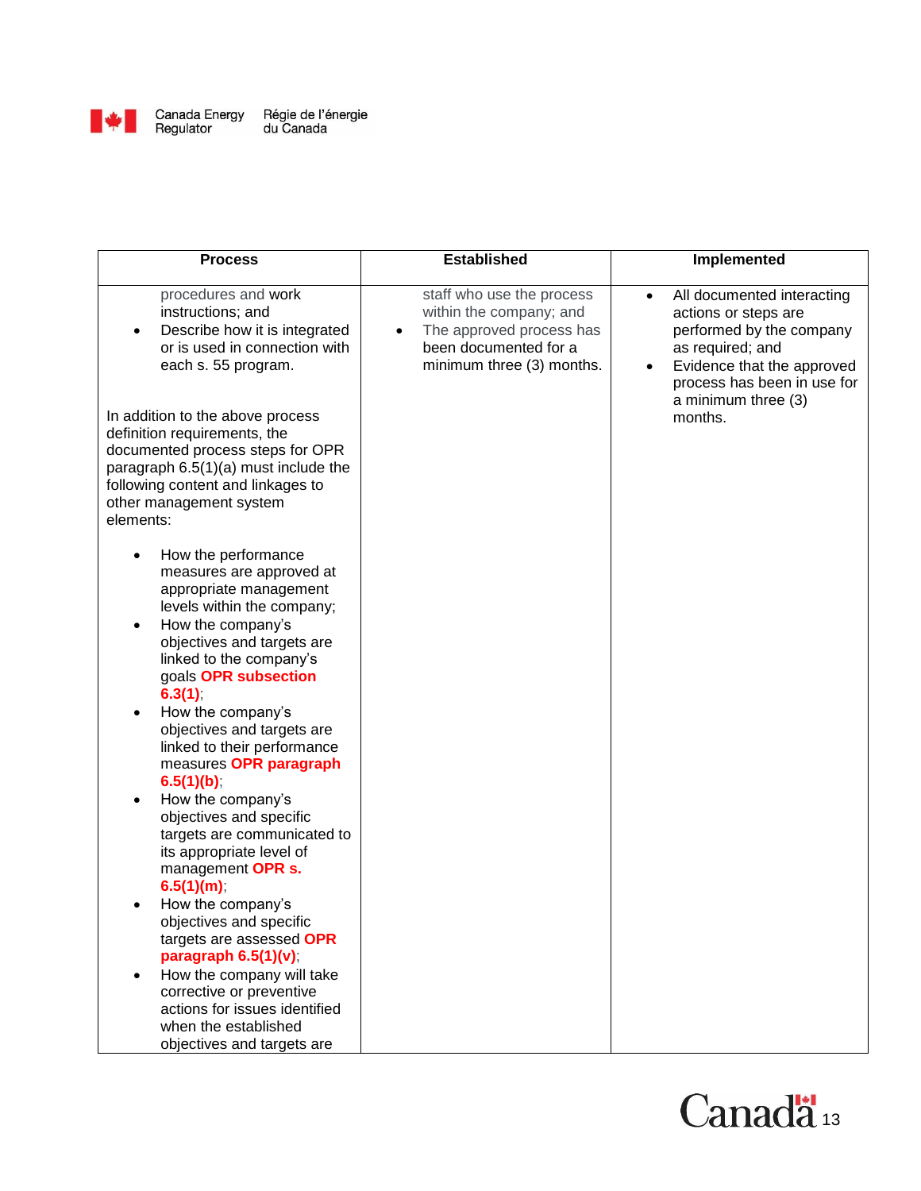| Process | Established | Implemented |
|---|---|---|
| procedures and work instructions; and<br>• Describe how it is integrated or is used in connection with each s. 55 program.<br><br>In addition to the above process definition requirements, the documented process steps for OPR paragraph 6.5(1)(a) must include the following content and linkages to other management system elements:<br><br>• How the performance measures are approved at appropriate management levels within the company;<br>• How the company's objectives and targets are linked to the company's goals **OPR subsection 6.3(1)**;<br>• How the company's objectives and targets are linked to their performance measures **OPR paragraph 6.5(1)(b)**;<br>• How the company's objectives and specific targets are communicated to its appropriate level of management **OPR s. 6.5(1)(m)**;<br>• How the company's objectives and specific targets are assessed **OPR paragraph 6.5(1)(v)**;<br>• How the company will take corrective or preventive actions for issues identified when the established objectives and targets are | staff who use the process within the company; and<br>• The approved process has been documented for a minimum three (3) months. | • All documented interacting actions or steps are performed by the company as required; and<br>• Evidence that the approved process has been in use for a minimum three (3) months. |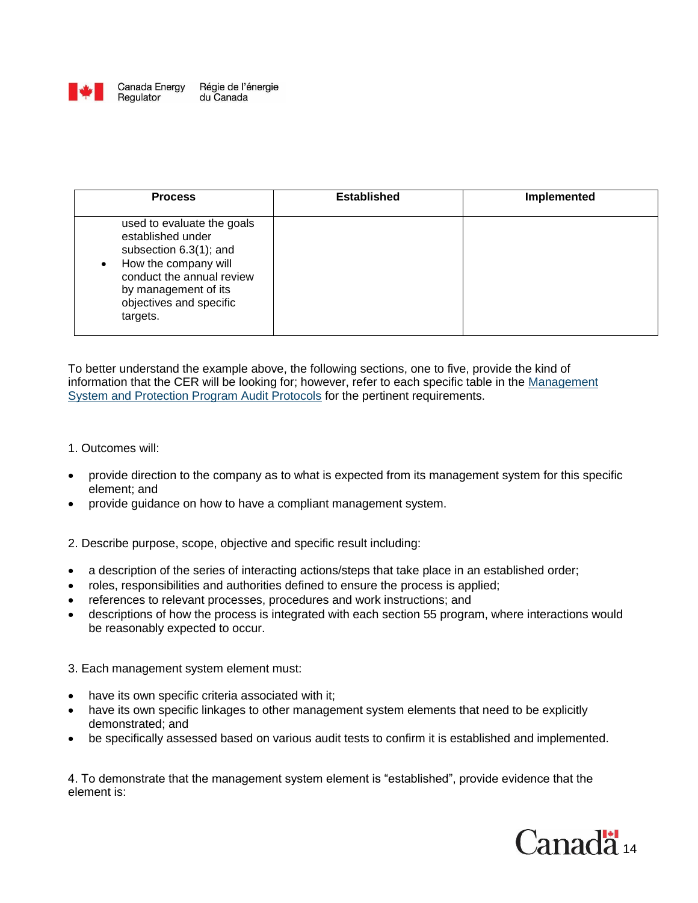| Process | Established | Implemented |
|---|---|---|
| used to evaluate the goals established under subsection 6.3(1); and<br>• How the company will conduct the annual review by management of its objectives and specific targets. | | |

To better understand the example above, the following sections, one to five, provide the kind of information that the CER will be looking for; however, refer to each specific table in the Management System and Protection Program Audit Protocols for the pertinent requirements.

1. Outcomes will:

- provide direction to the company as to what is expected from its management system for this specific element; and
- provide guidance on how to have a compliant management system.

2. Describe purpose, scope, objective and specific result including:

- a description of the series of interacting actions/steps that take place in an established order;
- roles, responsibilities and authorities defined to ensure the process is applied;
- references to relevant processes, procedures and work instructions; and
- descriptions of how the process is integrated with each section 55 program, where interactions would be reasonably expected to occur.

3. Each management system element must:

- have its own specific criteria associated with it;
- have its own specific linkages to other management system elements that need to be explicitly demonstrated; and
- be specifically assessed based on various audit tests to confirm it is established and implemented.

4. To demonstrate that the management system element is "established", provide evidence that the element is: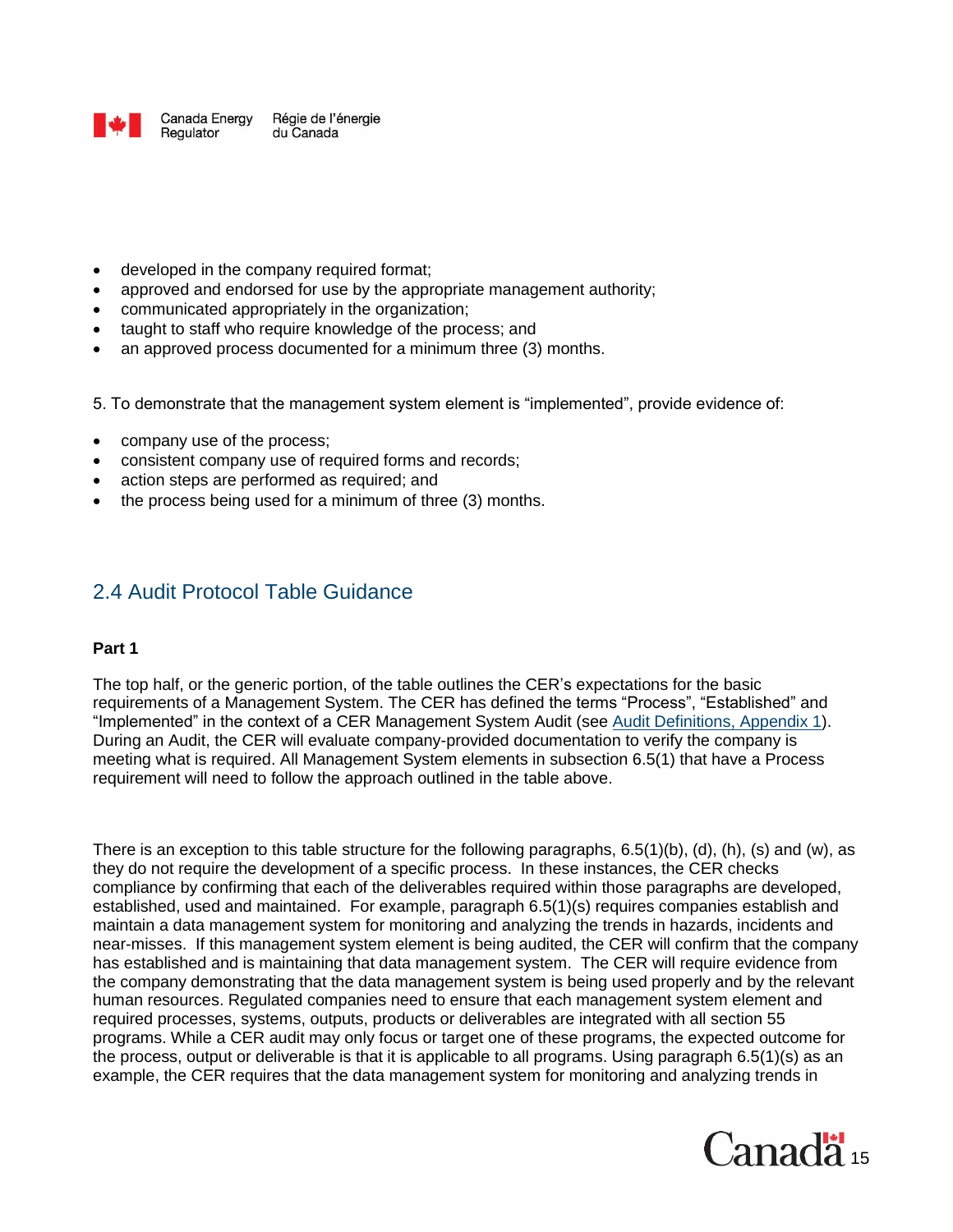- developed in the company required format;
- approved and endorsed for use by the appropriate management authority;
- communicated appropriately in the organization;
- taught to staff who require knowledge of the process; and
- an approved process documented for a minimum three (3) months.

5. To demonstrate that the management system element is “implemented”, provide evidence of:

- company use of the process;
- consistent company use of required forms and records;
- action steps are performed as required; and
- the process being used for a minimum of three (3) months.

## 2.4 Audit Protocol Table Guidance

**Part 1**

The top half, or the generic portion, of the table outlines the CER’s expectations for the basic requirements of a Management System. The CER has defined the terms “Process”, “Established” and “Implemented” in the context of a CER Management System Audit (see [Audit Definitions, Appendix 1](#)). During an Audit, the CER will evaluate company-provided documentation to verify the company is meeting what is required. All Management System elements in subsection 6.5(1) that have a Process requirement will need to follow the approach outlined in the table above.

There is an exception to this table structure for the following paragraphs, 6.5(1)(b), (d), (h), (s) and (w), as they do not require the development of a specific process. In these instances, the CER checks compliance by confirming that each of the deliverables required within those paragraphs are developed, established, used and maintained. For example, paragraph 6.5(1)(s) requires companies establish and maintain a data management system for monitoring and analyzing the trends in hazards, incidents and near-misses. If this management system element is being audited, the CER will confirm that the company has established and is maintaining that data management system. The CER will require evidence from the company demonstrating that the data management system is being used properly and by the relevant human resources. Regulated companies need to ensure that each management system element and required processes, systems, outputs, products or deliverables are integrated with all section 55 programs. While a CER audit may only focus or target one of these programs, the expected outcome for the process, output or deliverable is that it is applicable to all programs. Using paragraph 6.5(1)(s) as an example, the CER requires that the data management system for monitoring and analyzing trends in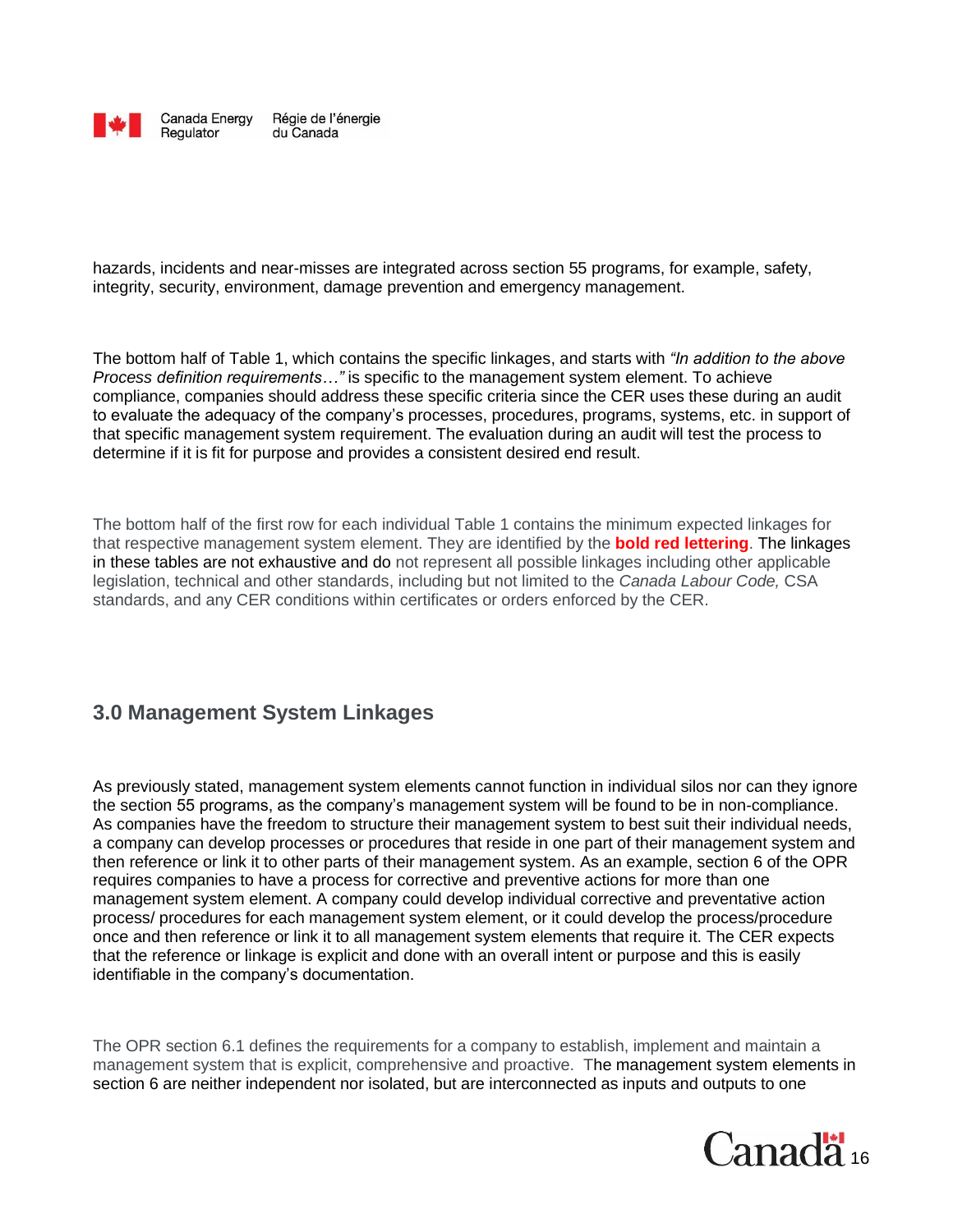hazards, incidents and near-misses are integrated across section 55 programs, for example, safety, integrity, security, environment, damage prevention and emergency management.

The bottom half of Table 1, which contains the specific linkages, and starts with *"In addition to the above Process definition requirements…"* is specific to the management system element. To achieve compliance, companies should address these specific criteria since the CER uses these during an audit to evaluate the adequacy of the company's processes, procedures, programs, systems, etc. in support of that specific management system requirement. The evaluation during an audit will test the process to determine if it is fit for purpose and provides a consistent desired end result.

The bottom half of the first row for each individual Table 1 contains the minimum expected linkages for that respective management system element. They are identified by the **bold red lettering**. The linkages in these tables are not exhaustive and do not represent all possible linkages including other applicable legislation, technical and other standards, including but not limited to the *Canada Labour Code,* CSA standards, and any CER conditions within certificates or orders enforced by the CER.

## 3.0 Management System Linkages

As previously stated, management system elements cannot function in individual silos nor can they ignore the section 55 programs, as the company's management system will be found to be in non-compliance. As companies have the freedom to structure their management system to best suit their individual needs, a company can develop processes or procedures that reside in one part of their management system and then reference or link it to other parts of their management system. As an example, section 6 of the OPR requires companies to have a process for corrective and preventive actions for more than one management system element. A company could develop individual corrective and preventative action process/ procedures for each management system element, or it could develop the process/procedure once and then reference or link it to all management system elements that require it. The CER expects that the reference or linkage is explicit and done with an overall intent or purpose and this is easily identifiable in the company's documentation.

The OPR section 6.1 defines the requirements for a company to establish, implement and maintain a management system that is explicit, comprehensive and proactive. The management system elements in section 6 are neither independent nor isolated, but are interconnected as inputs and outputs to one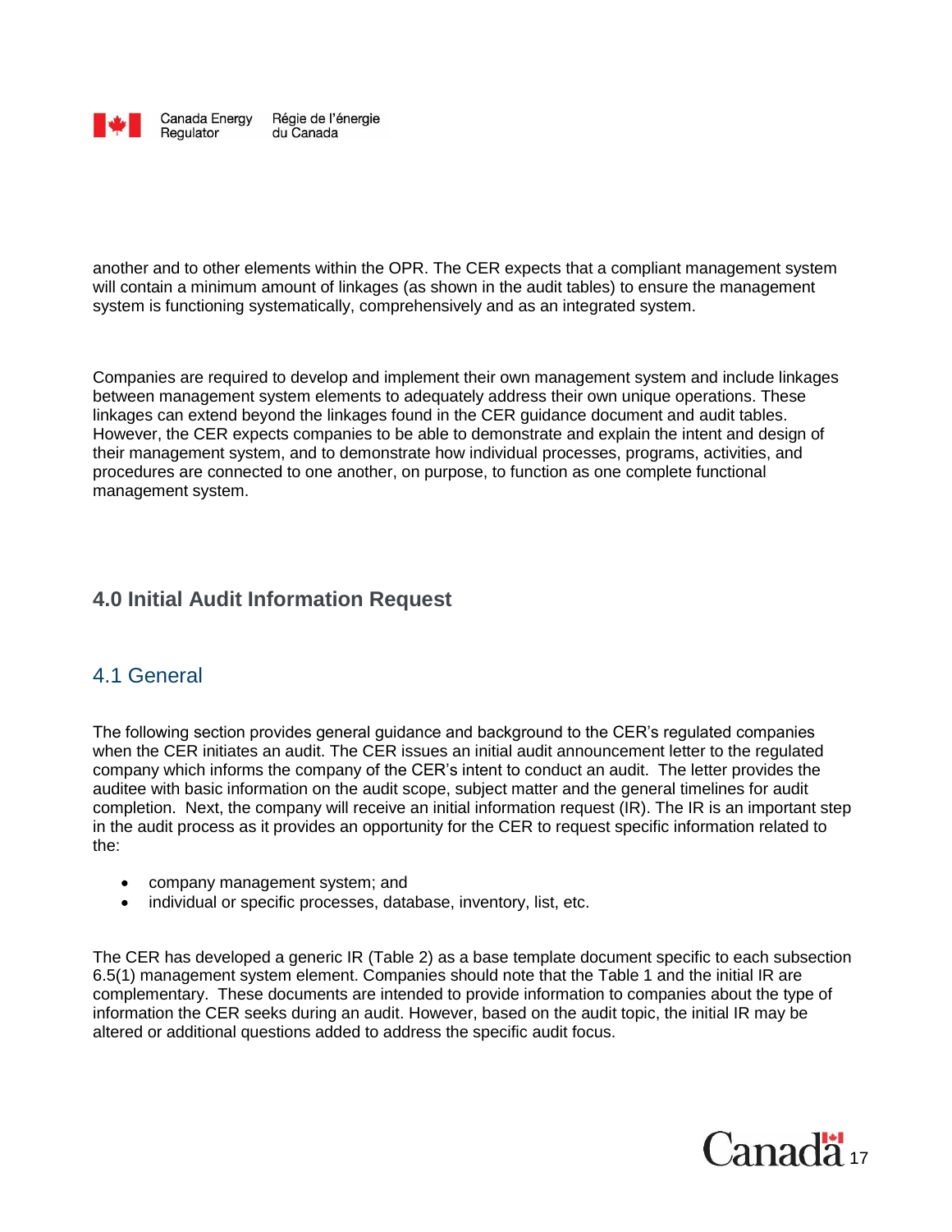another and to other elements within the OPR. The CER expects that a compliant management system will contain a minimum amount of linkages (as shown in the audit tables) to ensure the management system is functioning systematically, comprehensively and as an integrated system.

Companies are required to develop and implement their own management system and include linkages between management system elements to adequately address their own unique operations. These linkages can extend beyond the linkages found in the CER guidance document and audit tables. However, the CER expects companies to be able to demonstrate and explain the intent and design of their management system, and to demonstrate how individual processes, programs, activities, and procedures are connected to one another, on purpose, to function as one complete functional management system.

## 4.0 Initial Audit Information Request

### 4.1 General

The following section provides general guidance and background to the CER's regulated companies when the CER initiates an audit. The CER issues an initial audit announcement letter to the regulated company which informs the company of the CER's intent to conduct an audit. The letter provides the auditee with basic information on the audit scope, subject matter and the general timelines for audit completion. Next, the company will receive an initial information request (IR). The IR is an important step in the audit process as it provides an opportunity for the CER to request specific information related to the:

- company management system; and
- individual or specific processes, database, inventory, list, etc.

The CER has developed a generic IR (Table 2) as a base template document specific to each subsection 6.5(1) management system element. Companies should note that the Table 1 and the initial IR are complementary. These documents are intended to provide information to companies about the type of information the CER seeks during an audit. However, based on the audit topic, the initial IR may be altered or additional questions added to address the specific audit focus.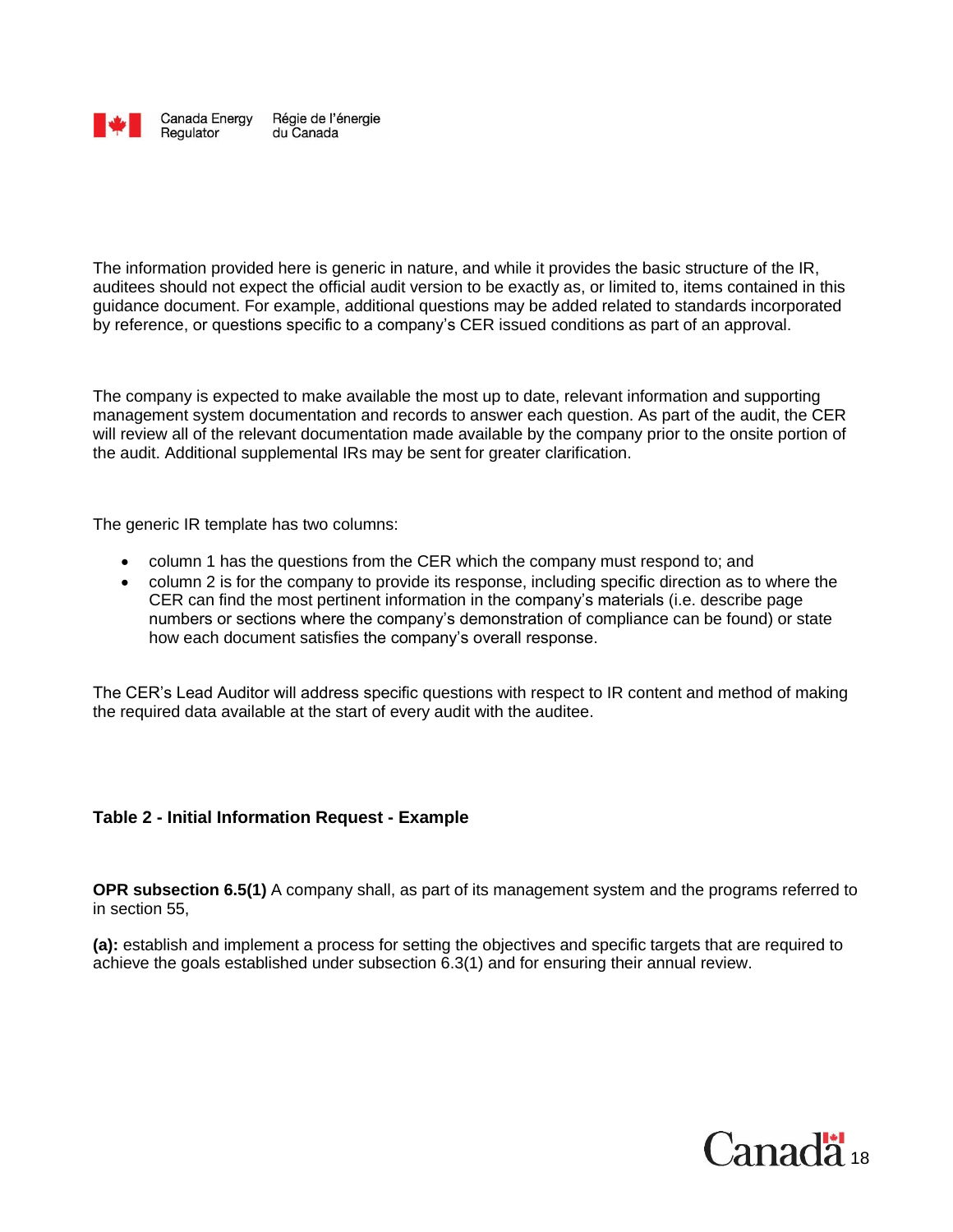The information provided here is generic in nature, and while it provides the basic structure of the IR, auditees should not expect the official audit version to be exactly as, or limited to, items contained in this guidance document. For example, additional questions may be added related to standards incorporated by reference, or questions specific to a company's CER issued conditions as part of an approval.

The company is expected to make available the most up to date, relevant information and supporting management system documentation and records to answer each question. As part of the audit, the CER will review all of the relevant documentation made available by the company prior to the onsite portion of the audit. Additional supplemental IRs may be sent for greater clarification.

The generic IR template has two columns:

- column 1 has the questions from the CER which the company must respond to; and
- column 2 is for the company to provide its response, including specific direction as to where the CER can find the most pertinent information in the company's materials (i.e. describe page numbers or sections where the company's demonstration of compliance can be found) or state how each document satisfies the company's overall response.

The CER's Lead Auditor will address specific questions with respect to IR content and method of making the required data available at the start of every audit with the auditee.

### Table 2 - Initial Information Request - Example

**OPR subsection 6.5(1)** A company shall, as part of its management system and the programs referred to in section 55,

**(a):** establish and implement a process for setting the objectives and specific targets that are required to achieve the goals established under subsection 6.3(1) and for ensuring their annual review.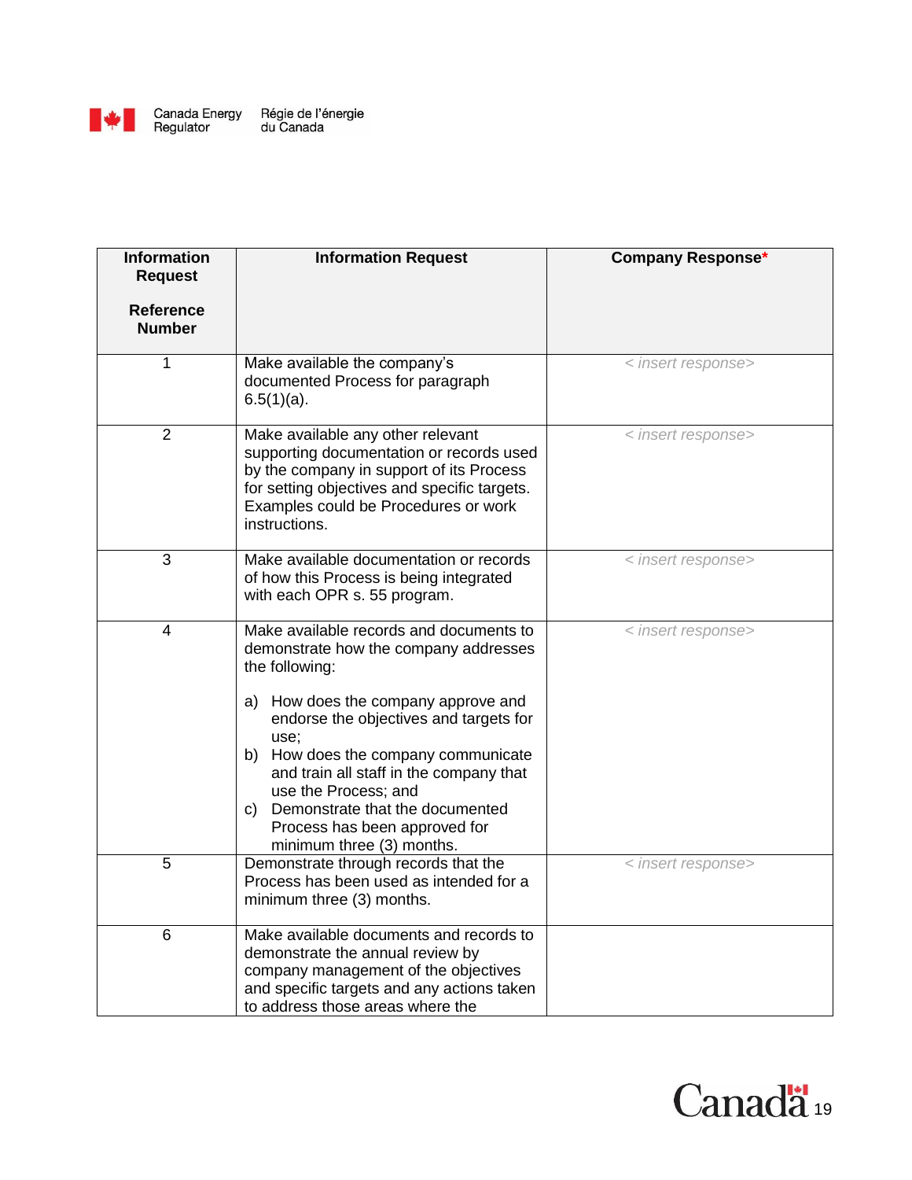| Information Request Reference Number | Information Request | Company Response* |
|---|---|---|
| 1 | Make available the company's documented Process for paragraph 6.5(1)(a). | *< insert response>* |
| 2 | Make available any other relevant supporting documentation or records used by the company in support of its Process for setting objectives and specific targets. Examples could be Procedures or work instructions. | *< insert response>* |
| 3 | Make available documentation or records of how this Process is being integrated with each OPR s. 55 program. | *< insert response>* |
| 4 | Make available records and documents to demonstrate how the company addresses the following:<br><br>a) How does the company approve and endorse the objectives and targets for use;<br>b) How does the company communicate and train all staff in the company that use the Process; and<br>c) Demonstrate that the documented Process has been approved for minimum three (3) months. | *< insert response>* |
| 5 | Demonstrate through records that the Process has been used as intended for a minimum three (3) months. | *< insert response>* |
| 6 | Make available documents and records to demonstrate the annual review by company management of the objectives and specific targets and any actions taken to address those areas where the | |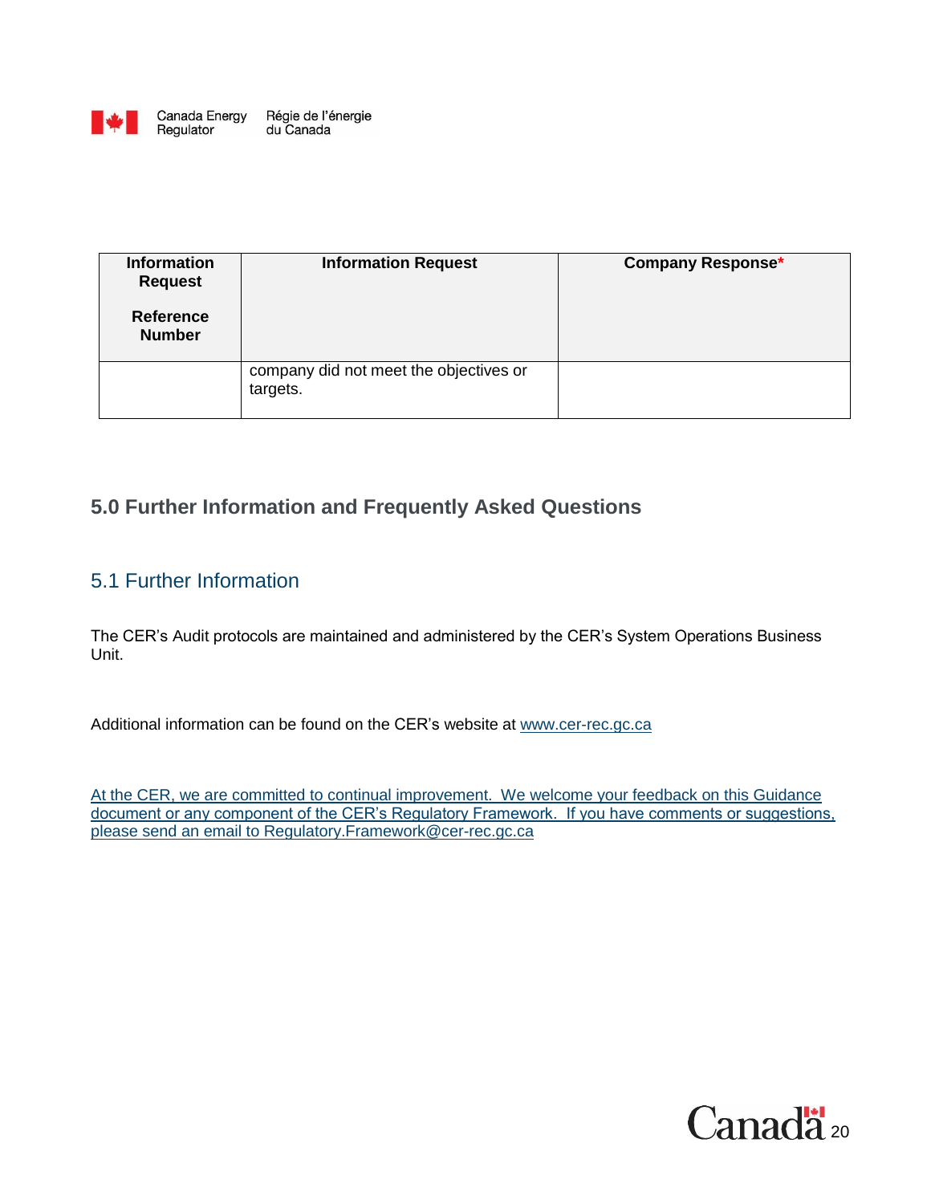| Information Request Reference Number | Information Request | Company Response* |
|---|---|---|
| | company did not meet the objectives or targets. | |

## 5.0 Further Information and Frequently Asked Questions

### 5.1 Further Information

The CER's Audit protocols are maintained and administered by the CER's System Operations Business Unit.

Additional information can be found on the CER's website at www.cer-rec.gc.ca

At the CER, we are committed to continual improvement. We welcome your feedback on this Guidance document or any component of the CER's Regulatory Framework. If you have comments or suggestions, please send an email to Regulatory.Framework@cer-rec.gc.ca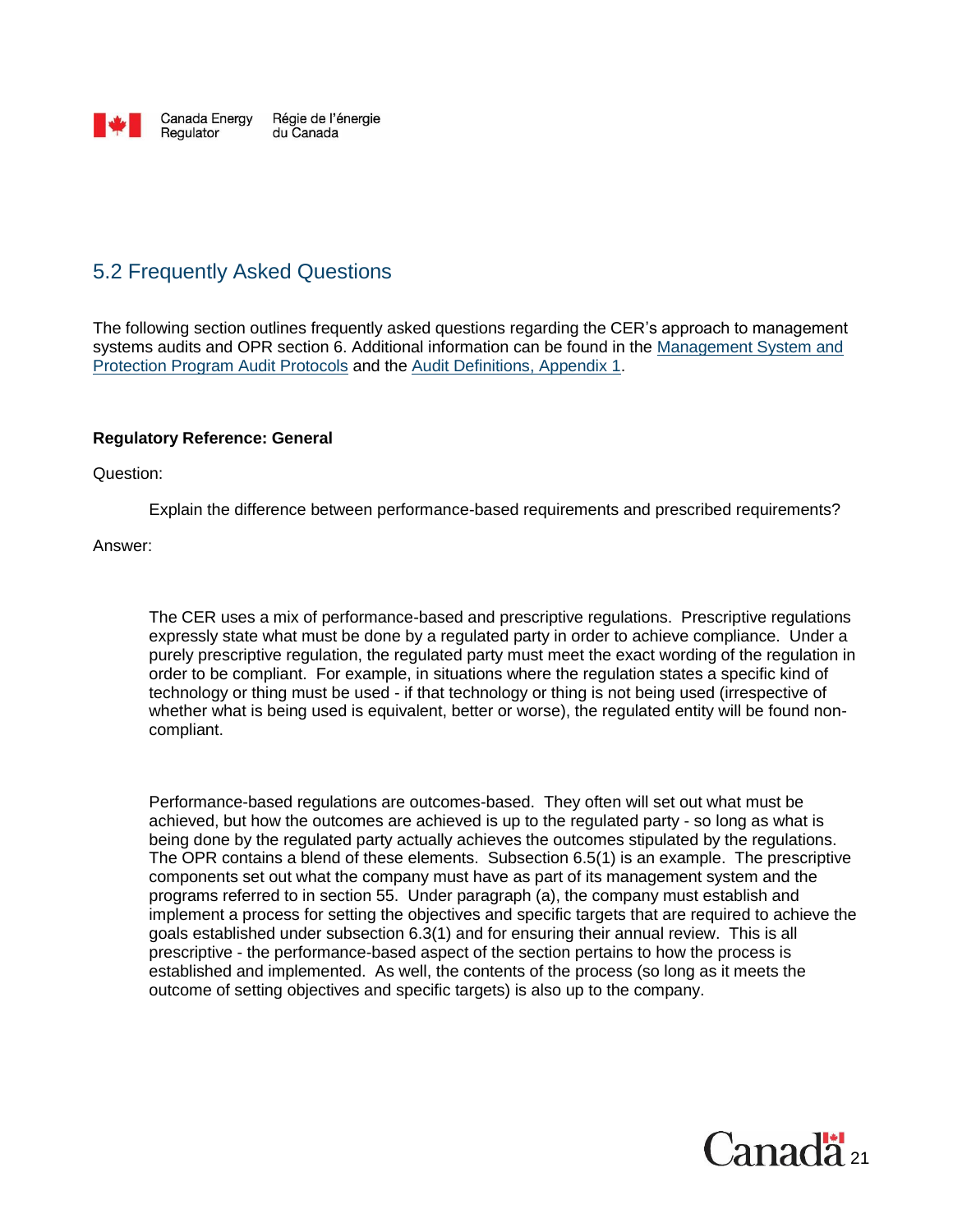## 5.2 Frequently Asked Questions

The following section outlines frequently asked questions regarding the CER's approach to management systems audits and OPR section 6. Additional information can be found in the Management System and Protection Program Audit Protocols and the Audit Definitions, Appendix 1.

**Regulatory Reference: General**

Question:

> Explain the difference between performance-based requirements and prescribed requirements?

Answer:

> The CER uses a mix of performance-based and prescriptive regulations. Prescriptive regulations expressly state what must be done by a regulated party in order to achieve compliance. Under a purely prescriptive regulation, the regulated party must meet the exact wording of the regulation in order to be compliant. For example, in situations where the regulation states a specific kind of technology or thing must be used - if that technology or thing is not being used (irrespective of whether what is being used is equivalent, better or worse), the regulated entity will be found non-compliant.
>
> Performance-based regulations are outcomes-based. They often will set out what must be achieved, but how the outcomes are achieved is up to the regulated party - so long as what is being done by the regulated party actually achieves the outcomes stipulated by the regulations. The OPR contains a blend of these elements. Subsection 6.5(1) is an example. The prescriptive components set out what the company must have as part of its management system and the programs referred to in section 55. Under paragraph (a), the company must establish and implement a process for setting the objectives and specific targets that are required to achieve the goals established under subsection 6.3(1) and for ensuring their annual review. This is all prescriptive - the performance-based aspect of the section pertains to how the process is established and implemented. As well, the contents of the process (so long as it meets the outcome of setting objectives and specific targets) is also up to the company.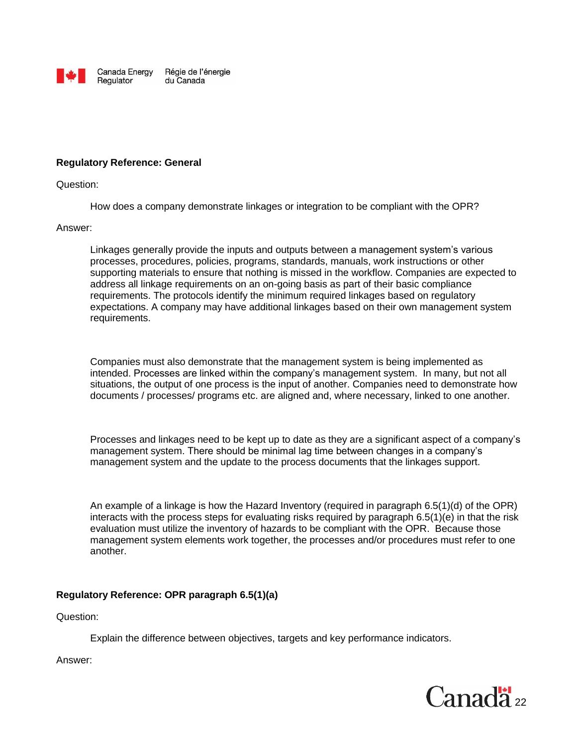**Regulatory Reference: General**

Question:

> How does a company demonstrate linkages or integration to be compliant with the OPR?

Answer:

> Linkages generally provide the inputs and outputs between a management system's various processes, procedures, policies, programs, standards, manuals, work instructions or other supporting materials to ensure that nothing is missed in the workflow. Companies are expected to address all linkage requirements on an on-going basis as part of their basic compliance requirements. The protocols identify the minimum required linkages based on regulatory expectations. A company may have additional linkages based on their own management system requirements.
>
> Companies must also demonstrate that the management system is being implemented as intended. Processes are linked within the company's management system. In many, but not all situations, the output of one process is the input of another. Companies need to demonstrate how documents / processes/ programs etc. are aligned and, where necessary, linked to one another.
>
> Processes and linkages need to be kept up to date as they are a significant aspect of a company's management system. There should be minimal lag time between changes in a company's management system and the update to the process documents that the linkages support.
>
> An example of a linkage is how the Hazard Inventory (required in paragraph 6.5(1)(d) of the OPR) interacts with the process steps for evaluating risks required by paragraph 6.5(1)(e) in that the risk evaluation must utilize the inventory of hazards to be compliant with the OPR. Because those management system elements work together, the processes and/or procedures must refer to one another.

**Regulatory Reference: OPR paragraph 6.5(1)(a)**

Question:

> Explain the difference between objectives, targets and key performance indicators.

Answer: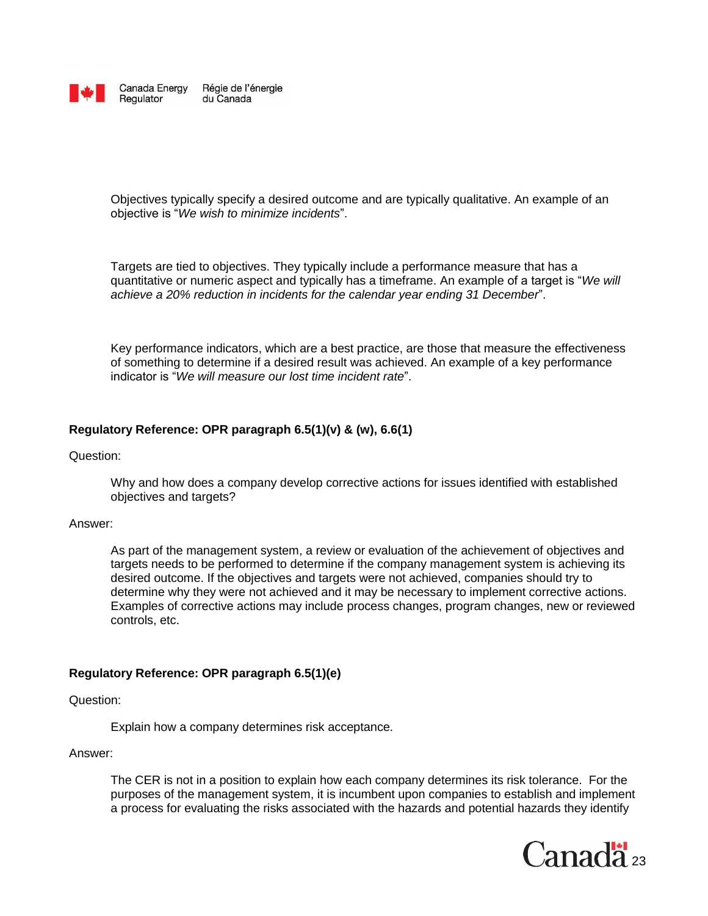Objectives typically specify a desired outcome and are typically qualitative. An example of an objective is "*We wish to minimize incidents*".

Targets are tied to objectives. They typically include a performance measure that has a quantitative or numeric aspect and typically has a timeframe. An example of a target is "*We will achieve a 20% reduction in incidents for the calendar year ending 31 December*".

Key performance indicators, which are a best practice, are those that measure the effectiveness of something to determine if a desired result was achieved. An example of a key performance indicator is "*We will measure our lost time incident rate*".

**Regulatory Reference: OPR paragraph 6.5(1)(v) & (w), 6.6(1)**

Question:

Why and how does a company develop corrective actions for issues identified with established objectives and targets?

Answer:

As part of the management system, a review or evaluation of the achievement of objectives and targets needs to be performed to determine if the company management system is achieving its desired outcome. If the objectives and targets were not achieved, companies should try to determine why they were not achieved and it may be necessary to implement corrective actions. Examples of corrective actions may include process changes, program changes, new or reviewed controls, etc.

**Regulatory Reference: OPR paragraph 6.5(1)(e)**

Question:

Explain how a company determines risk acceptance.

Answer:

The CER is not in a position to explain how each company determines its risk tolerance. For the purposes of the management system, it is incumbent upon companies to establish and implement a process for evaluating the risks associated with the hazards and potential hazards they identify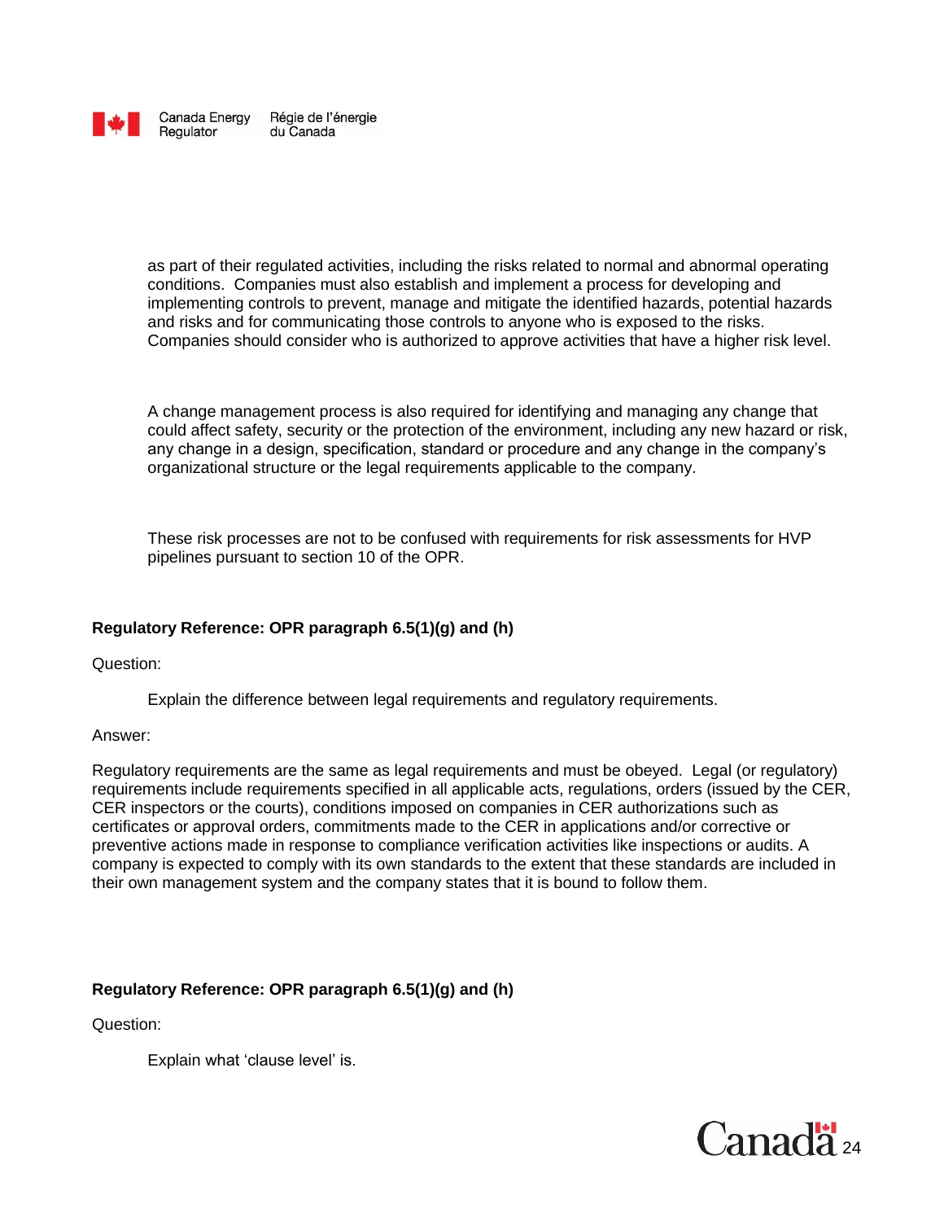as part of their regulated activities, including the risks related to normal and abnormal operating conditions. Companies must also establish and implement a process for developing and implementing controls to prevent, manage and mitigate the identified hazards, potential hazards and risks and for communicating those controls to anyone who is exposed to the risks. Companies should consider who is authorized to approve activities that have a higher risk level.

A change management process is also required for identifying and managing any change that could affect safety, security or the protection of the environment, including any new hazard or risk, any change in a design, specification, standard or procedure and any change in the company's organizational structure or the legal requirements applicable to the company.

These risk processes are not to be confused with requirements for risk assessments for HVP pipelines pursuant to section 10 of the OPR.

**Regulatory Reference: OPR paragraph 6.5(1)(g) and (h)**

Question:

Explain the difference between legal requirements and regulatory requirements.

Answer:

Regulatory requirements are the same as legal requirements and must be obeyed. Legal (or regulatory) requirements include requirements specified in all applicable acts, regulations, orders (issued by the CER, CER inspectors or the courts), conditions imposed on companies in CER authorizations such as certificates or approval orders, commitments made to the CER in applications and/or corrective or preventive actions made in response to compliance verification activities like inspections or audits. A company is expected to comply with its own standards to the extent that these standards are included in their own management system and the company states that it is bound to follow them.

**Regulatory Reference: OPR paragraph 6.5(1)(g) and (h)**

Question:

Explain what 'clause level' is.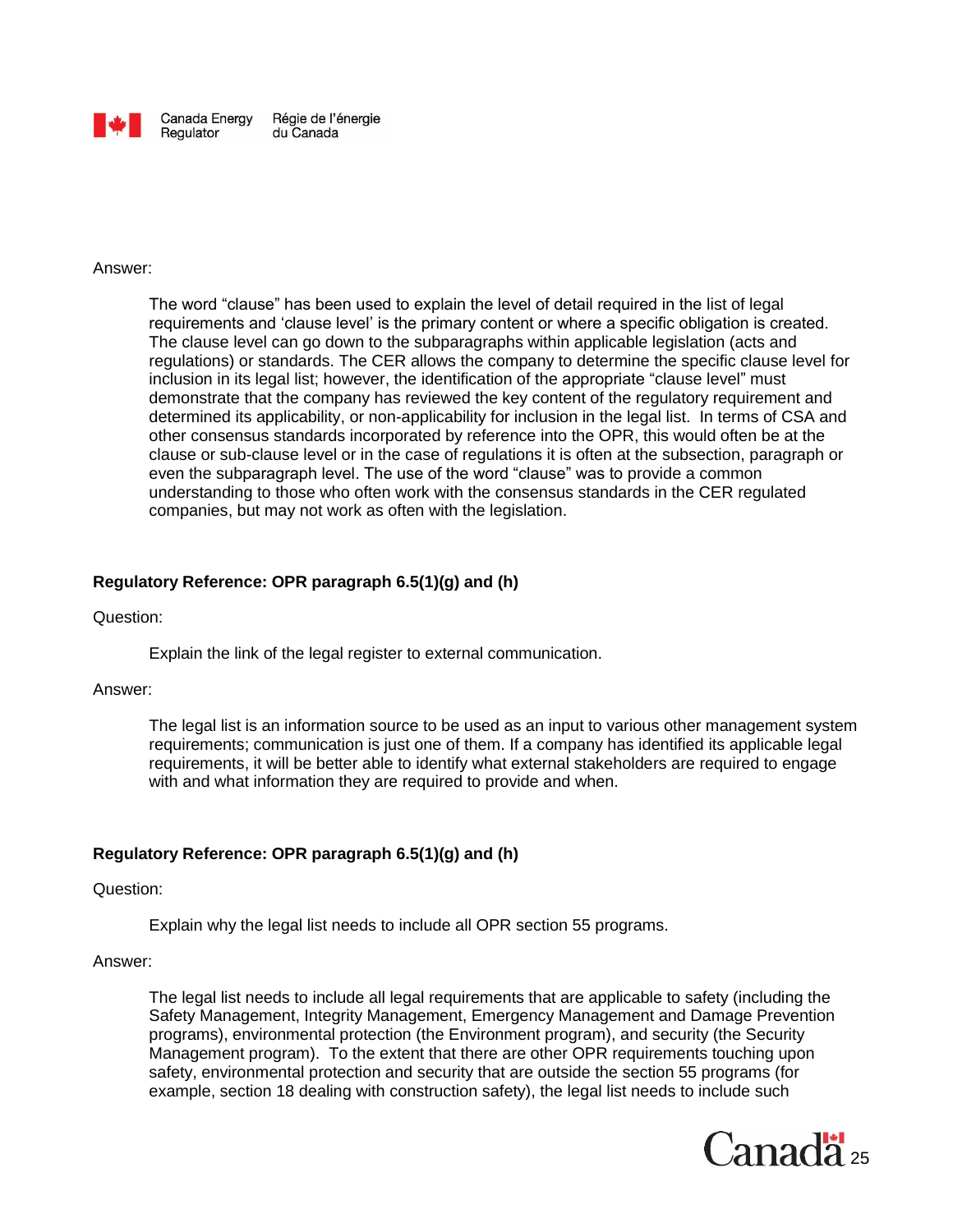Answer:

The word “clause” has been used to explain the level of detail required in the list of legal requirements and ‘clause level’ is the primary content or where a specific obligation is created. The clause level can go down to the subparagraphs within applicable legislation (acts and regulations) or standards. The CER allows the company to determine the specific clause level for inclusion in its legal list; however, the identification of the appropriate “clause level” must demonstrate that the company has reviewed the key content of the regulatory requirement and determined its applicability, or non-applicability for inclusion in the legal list. In terms of CSA and other consensus standards incorporated by reference into the OPR, this would often be at the clause or sub-clause level or in the case of regulations it is often at the subsection, paragraph or even the subparagraph level. The use of the word “clause” was to provide a common understanding to those who often work with the consensus standards in the CER regulated companies, but may not work as often with the legislation.

**Regulatory Reference: OPR paragraph 6.5(1)(g) and (h)**

Question:

Explain the link of the legal register to external communication.

Answer:

The legal list is an information source to be used as an input to various other management system requirements; communication is just one of them. If a company has identified its applicable legal requirements, it will be better able to identify what external stakeholders are required to engage with and what information they are required to provide and when.

**Regulatory Reference: OPR paragraph 6.5(1)(g) and (h)**

Question:

Explain why the legal list needs to include all OPR section 55 programs.

Answer:

The legal list needs to include all legal requirements that are applicable to safety (including the Safety Management, Integrity Management, Emergency Management and Damage Prevention programs), environmental protection (the Environment program), and security (the Security Management program). To the extent that there are other OPR requirements touching upon safety, environmental protection and security that are outside the section 55 programs (for example, section 18 dealing with construction safety), the legal list needs to include such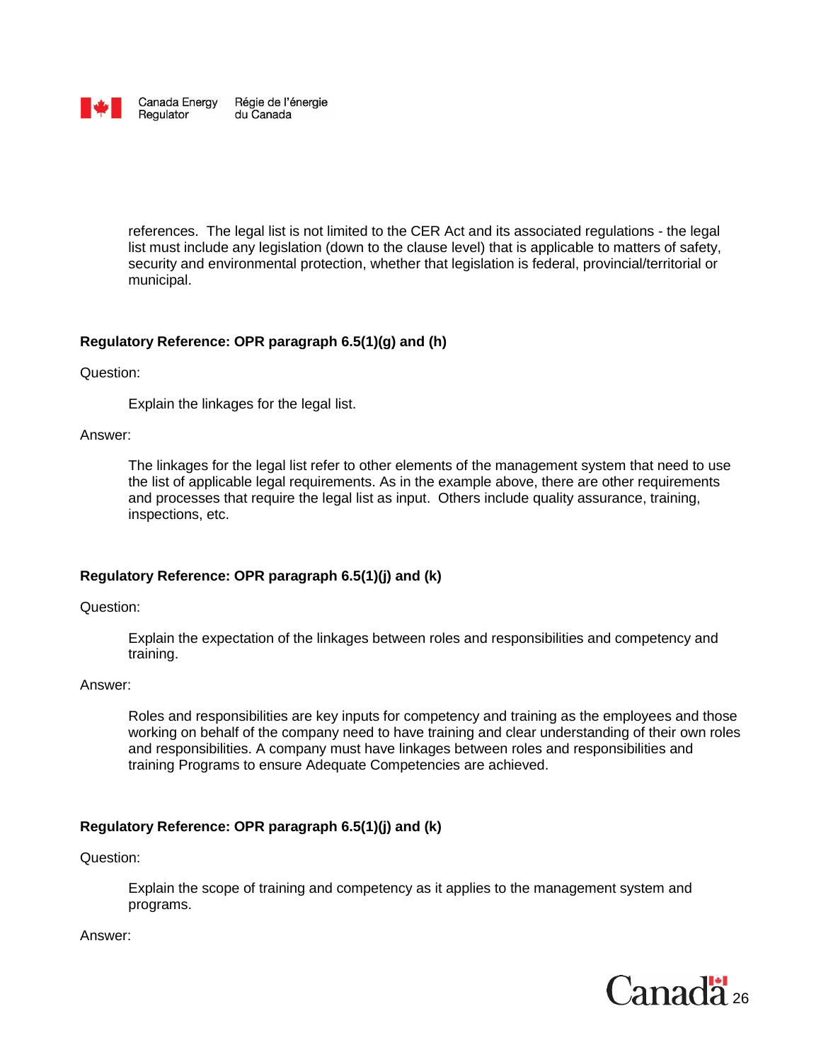references. The legal list is not limited to the CER Act and its associated regulations - the legal list must include any legislation (down to the clause level) that is applicable to matters of safety, security and environmental protection, whether that legislation is federal, provincial/territorial or municipal.

**Regulatory Reference: OPR paragraph 6.5(1)(g) and (h)**

Question:

Explain the linkages for the legal list.

Answer:

The linkages for the legal list refer to other elements of the management system that need to use the list of applicable legal requirements. As in the example above, there are other requirements and processes that require the legal list as input. Others include quality assurance, training, inspections, etc.

**Regulatory Reference: OPR paragraph 6.5(1)(j) and (k)**

Question:

Explain the expectation of the linkages between roles and responsibilities and competency and training.

Answer:

Roles and responsibilities are key inputs for competency and training as the employees and those working on behalf of the company need to have training and clear understanding of their own roles and responsibilities. A company must have linkages between roles and responsibilities and training Programs to ensure Adequate Competencies are achieved.

**Regulatory Reference: OPR paragraph 6.5(1)(j) and (k)**

Question:

Explain the scope of training and competency as it applies to the management system and programs.

Answer: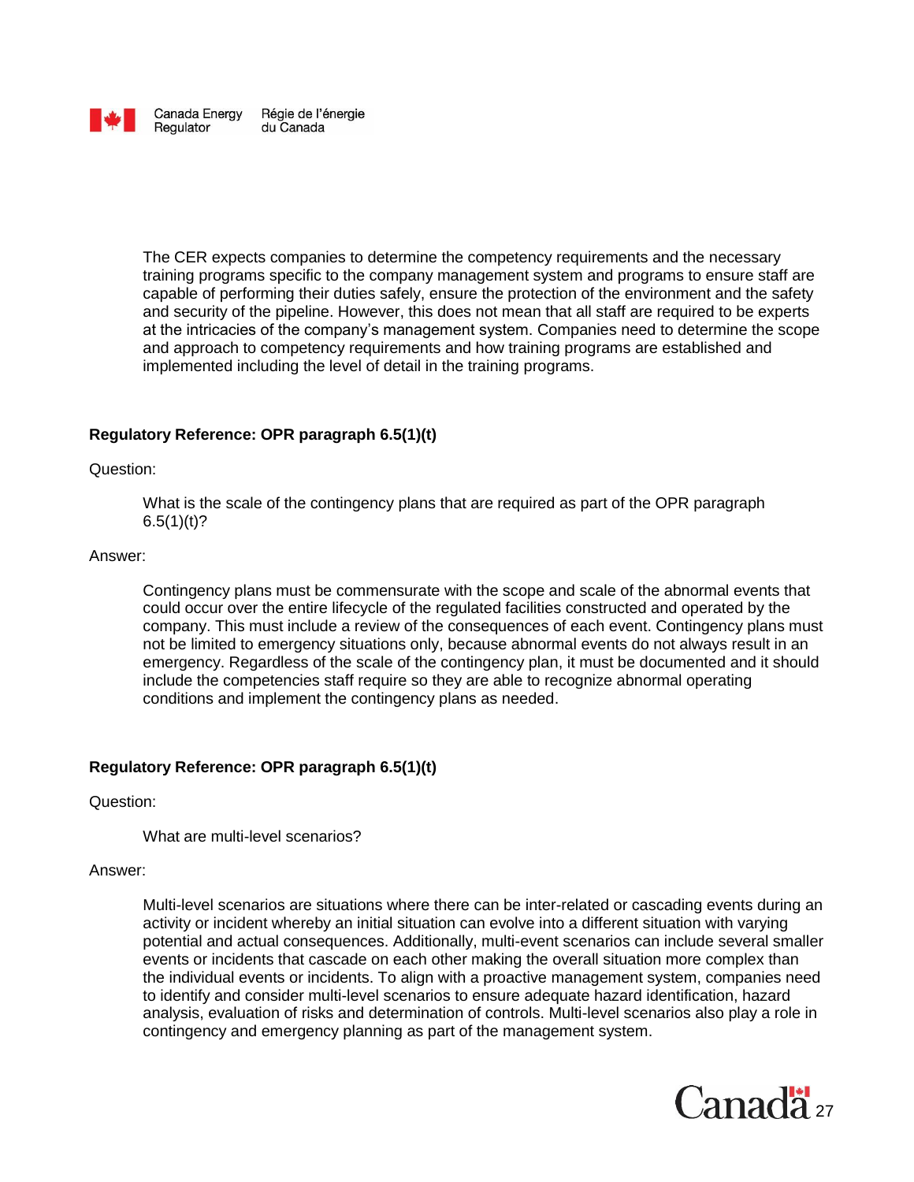The CER expects companies to determine the competency requirements and the necessary training programs specific to the company management system and programs to ensure staff are capable of performing their duties safely, ensure the protection of the environment and the safety and security of the pipeline. However, this does not mean that all staff are required to be experts at the intricacies of the company's management system. Companies need to determine the scope and approach to competency requirements and how training programs are established and implemented including the level of detail in the training programs.

**Regulatory Reference: OPR paragraph 6.5(1)(t)**

Question:

What is the scale of the contingency plans that are required as part of the OPR paragraph 6.5(1)(t)?

Answer:

Contingency plans must be commensurate with the scope and scale of the abnormal events that could occur over the entire lifecycle of the regulated facilities constructed and operated by the company. This must include a review of the consequences of each event. Contingency plans must not be limited to emergency situations only, because abnormal events do not always result in an emergency. Regardless of the scale of the contingency plan, it must be documented and it should include the competencies staff require so they are able to recognize abnormal operating conditions and implement the contingency plans as needed.

**Regulatory Reference: OPR paragraph 6.5(1)(t)**

Question:

What are multi-level scenarios?

Answer:

Multi-level scenarios are situations where there can be inter-related or cascading events during an activity or incident whereby an initial situation can evolve into a different situation with varying potential and actual consequences. Additionally, multi-event scenarios can include several smaller events or incidents that cascade on each other making the overall situation more complex than the individual events or incidents. To align with a proactive management system, companies need to identify and consider multi-level scenarios to ensure adequate hazard identification, hazard analysis, evaluation of risks and determination of controls. Multi-level scenarios also play a role in contingency and emergency planning as part of the management system.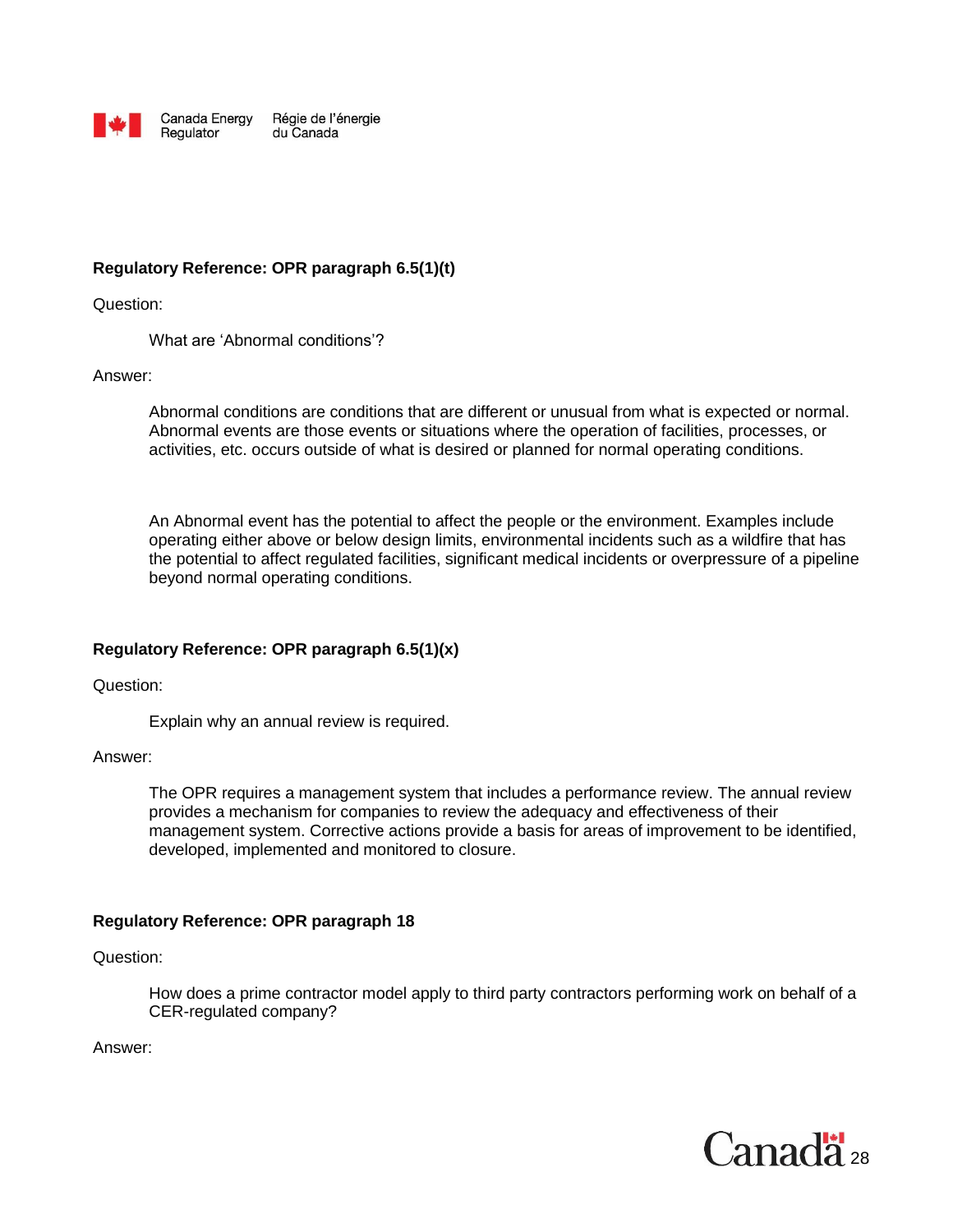**Regulatory Reference: OPR paragraph 6.5(1)(t)**

Question:

> What are ‘Abnormal conditions’?

Answer:

> Abnormal conditions are conditions that are different or unusual from what is expected or normal. Abnormal events are those events or situations where the operation of facilities, processes, or activities, etc. occurs outside of what is desired or planned for normal operating conditions.
>
> An Abnormal event has the potential to affect the people or the environment. Examples include operating either above or below design limits, environmental incidents such as a wildfire that has the potential to affect regulated facilities, significant medical incidents or overpressure of a pipeline beyond normal operating conditions.

**Regulatory Reference: OPR paragraph 6.5(1)(x)**

Question:

> Explain why an annual review is required.

Answer:

> The OPR requires a management system that includes a performance review. The annual review provides a mechanism for companies to review the adequacy and effectiveness of their management system. Corrective actions provide a basis for areas of improvement to be identified, developed, implemented and monitored to closure.

**Regulatory Reference: OPR paragraph 18**

Question:

> How does a prime contractor model apply to third party contractors performing work on behalf of a CER-regulated company?

Answer: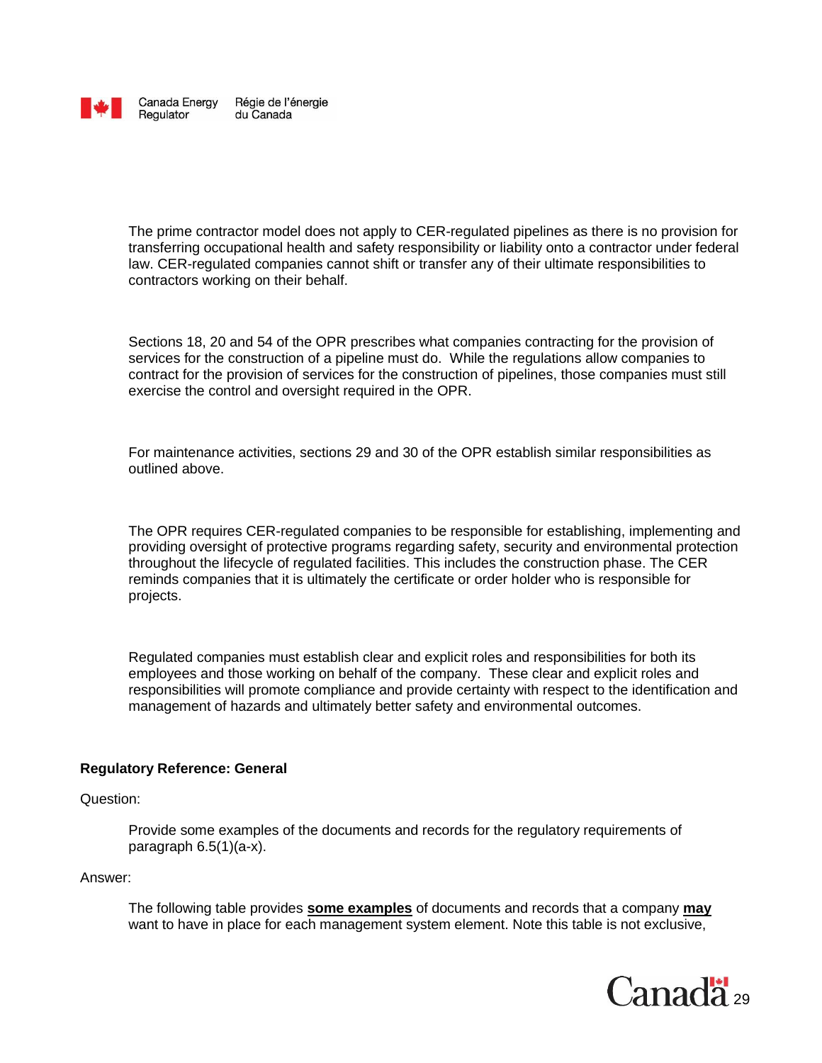The prime contractor model does not apply to CER-regulated pipelines as there is no provision for transferring occupational health and safety responsibility or liability onto a contractor under federal law. CER-regulated companies cannot shift or transfer any of their ultimate responsibilities to contractors working on their behalf.

Sections 18, 20 and 54 of the OPR prescribes what companies contracting for the provision of services for the construction of a pipeline must do. While the regulations allow companies to contract for the provision of services for the construction of pipelines, those companies must still exercise the control and oversight required in the OPR.

For maintenance activities, sections 29 and 30 of the OPR establish similar responsibilities as outlined above.

The OPR requires CER-regulated companies to be responsible for establishing, implementing and providing oversight of protective programs regarding safety, security and environmental protection throughout the lifecycle of regulated facilities. This includes the construction phase. The CER reminds companies that it is ultimately the certificate or order holder who is responsible for projects.

Regulated companies must establish clear and explicit roles and responsibilities for both its employees and those working on behalf of the company. These clear and explicit roles and responsibilities will promote compliance and provide certainty with respect to the identification and management of hazards and ultimately better safety and environmental outcomes.

**Regulatory Reference: General**

Question:

Provide some examples of the documents and records for the regulatory requirements of paragraph 6.5(1)(a-x).

Answer:

The following table provides **some examples** of documents and records that a company **may** want to have in place for each management system element. Note this table is not exclusive,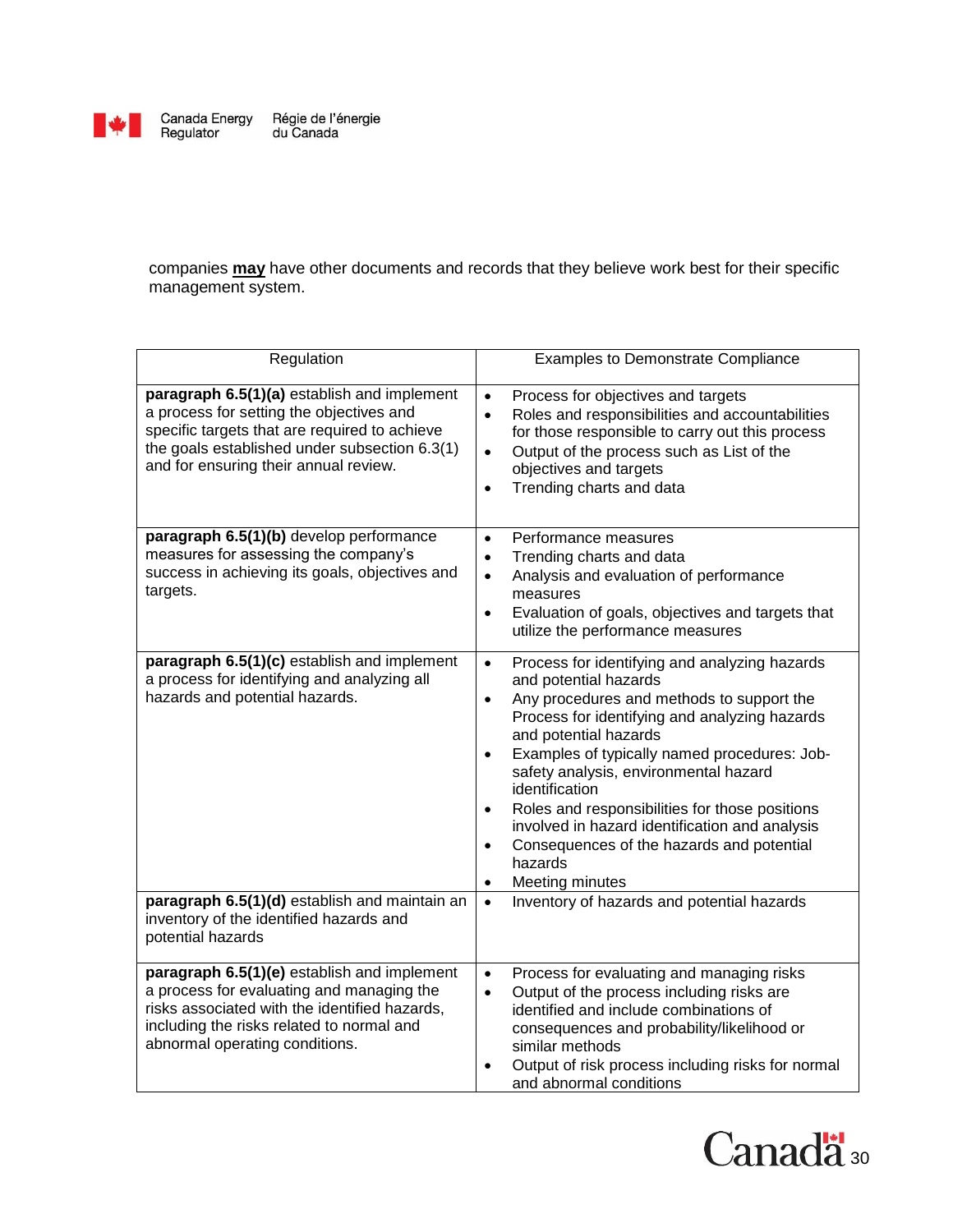companies **may** have other documents and records that they believe work best for their specific management system.

| Regulation | Examples to Demonstrate Compliance |
| --- | --- |
| **paragraph 6.5(1)(a)** establish and implement a process for setting the objectives and specific targets that are required to achieve the goals established under subsection 6.3(1) and for ensuring their annual review. | • Process for objectives and targets<br>• Roles and responsibilities and accountabilities for those responsible to carry out this process<br>• Output of the process such as List of the objectives and targets<br>• Trending charts and data |
| **paragraph 6.5(1)(b)** develop performance measures for assessing the company's success in achieving its goals, objectives and targets. | • Performance measures<br>• Trending charts and data<br>• Analysis and evaluation of performance measures<br>• Evaluation of goals, objectives and targets that utilize the performance measures |
| **paragraph 6.5(1)(c)** establish and implement a process for identifying and analyzing all hazards and potential hazards. | • Process for identifying and analyzing hazards and potential hazards<br>• Any procedures and methods to support the Process for identifying and analyzing hazards and potential hazards<br>• Examples of typically named procedures: Job-safety analysis, environmental hazard identification<br>• Roles and responsibilities for those positions involved in hazard identification and analysis<br>• Consequences of the hazards and potential hazards<br>• Meeting minutes |
| **paragraph 6.5(1)(d)** establish and maintain an inventory of the identified hazards and potential hazards | • Inventory of hazards and potential hazards |
| **paragraph 6.5(1)(e)** establish and implement a process for evaluating and managing the risks associated with the identified hazards, including the risks related to normal and abnormal operating conditions. | • Process for evaluating and managing risks<br>• Output of the process including risks are identified and include combinations of consequences and probability/likelihood or similar methods<br>• Output of risk process including risks for normal and abnormal conditions |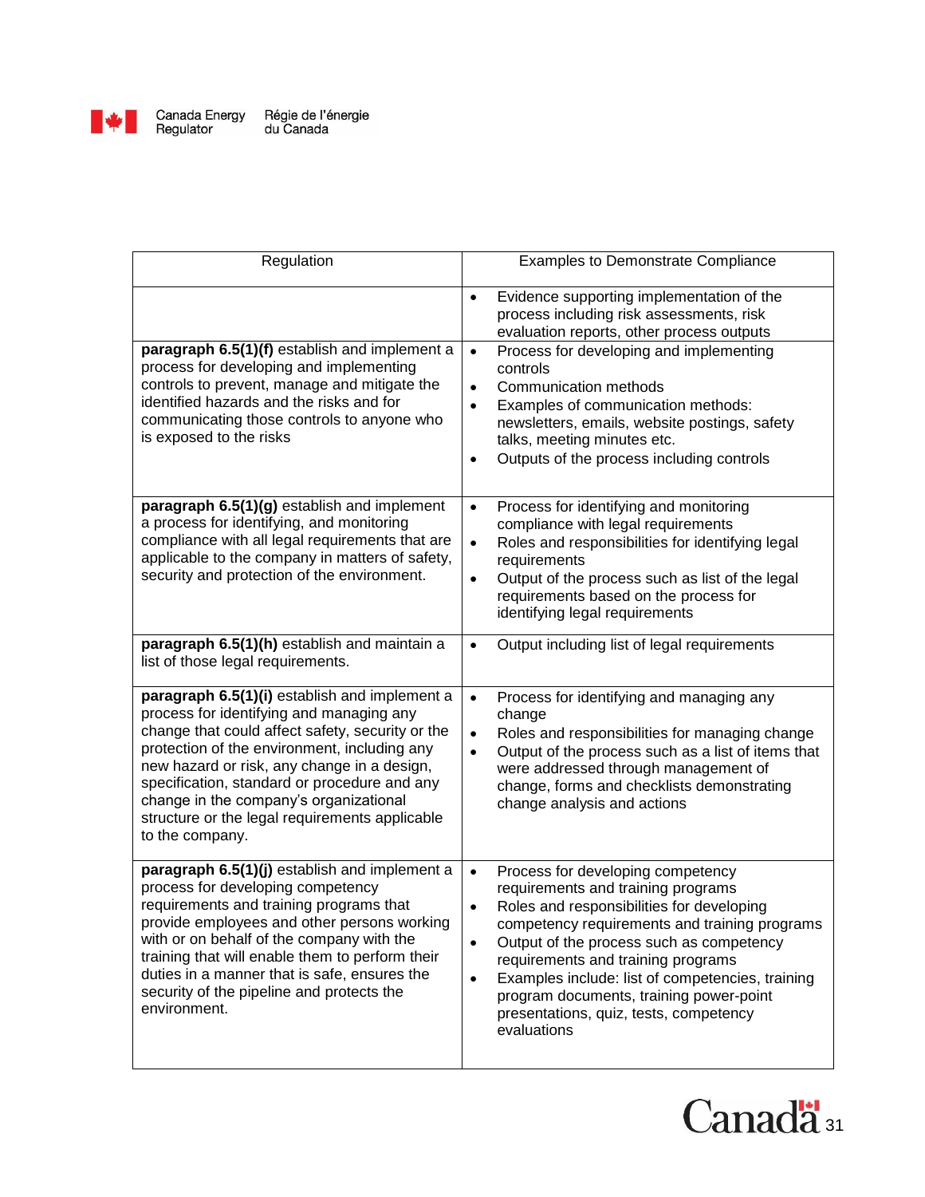| Regulation | Examples to Demonstrate Compliance |
|---|---|
| | • Evidence supporting implementation of the process including risk assessments, risk evaluation reports, other process outputs |
| **paragraph 6.5(1)(f)** establish and implement a process for developing and implementing controls to prevent, manage and mitigate the identified hazards and the risks and for communicating those controls to anyone who is exposed to the risks | • Process for developing and implementing controls<br>• Communication methods<br>• Examples of communication methods: newsletters, emails, website postings, safety talks, meeting minutes etc.<br>• Outputs of the process including controls |
| **paragraph 6.5(1)(g)** establish and implement a process for identifying, and monitoring compliance with all legal requirements that are applicable to the company in matters of safety, security and protection of the environment. | • Process for identifying and monitoring compliance with legal requirements<br>• Roles and responsibilities for identifying legal requirements<br>• Output of the process such as list of the legal requirements based on the process for identifying legal requirements |
| **paragraph 6.5(1)(h)** establish and maintain a list of those legal requirements. | • Output including list of legal requirements |
| **paragraph 6.5(1)(i)** establish and implement a process for identifying and managing any change that could affect safety, security or the protection of the environment, including any new hazard or risk, any change in a design, specification, standard or procedure and any change in the company's organizational structure or the legal requirements applicable to the company. | • Process for identifying and managing any change<br>• Roles and responsibilities for managing change<br>• Output of the process such as a list of items that were addressed through management of change, forms and checklists demonstrating change analysis and actions |
| **paragraph 6.5(1)(j)** establish and implement a process for developing competency requirements and training programs that provide employees and other persons working with or on behalf of the company with the training that will enable them to perform their duties in a manner that is safe, ensures the security of the pipeline and protects the environment. | • Process for developing competency requirements and training programs<br>• Roles and responsibilities for developing competency requirements and training programs<br>• Output of the process such as competency requirements and training programs<br>• Examples include: list of competencies, training program documents, training power-point presentations, quiz, tests, competency evaluations |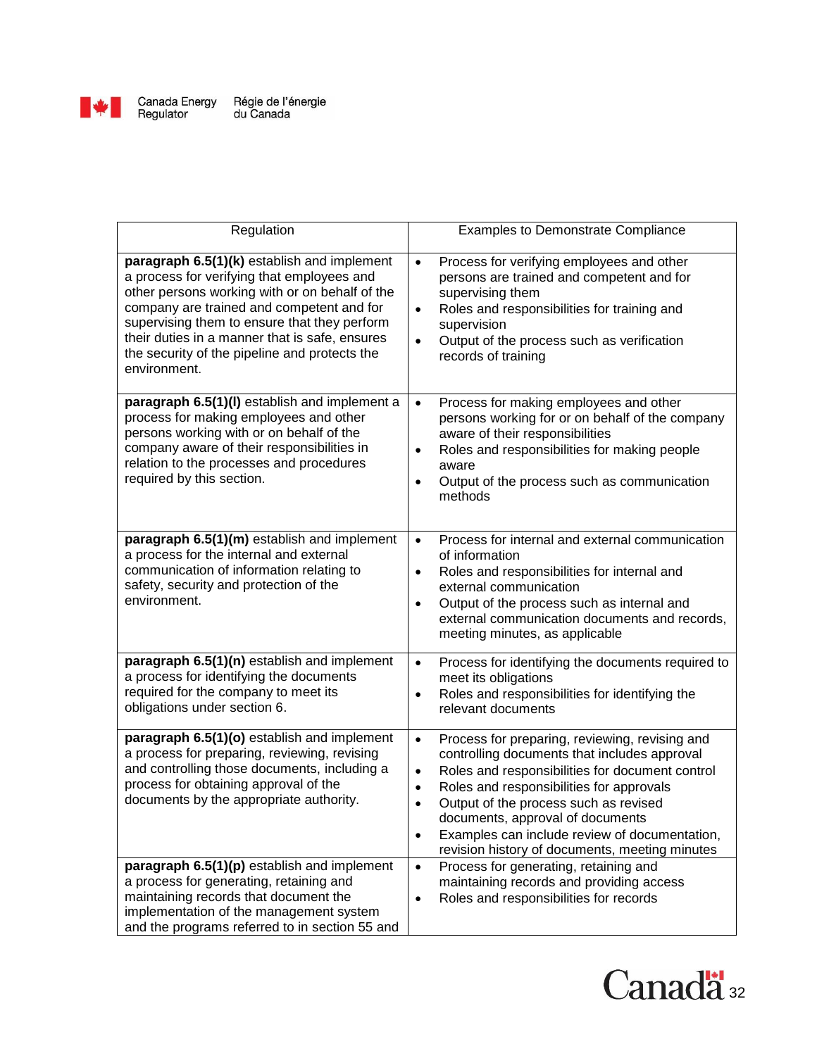| Regulation | Examples to Demonstrate Compliance |
|---|---|
| **paragraph 6.5(1)(k)** establish and implement a process for verifying that employees and other persons working with or on behalf of the company are trained and competent and for supervising them to ensure that they perform their duties in a manner that is safe, ensures the security of the pipeline and protects the environment. | • Process for verifying employees and other persons are trained and competent and for supervising them<br>• Roles and responsibilities for training and supervision<br>• Output of the process such as verification records of training |
| **paragraph 6.5(1)(l)** establish and implement a process for making employees and other persons working with or on behalf of the company aware of their responsibilities in relation to the processes and procedures required by this section. | • Process for making employees and other persons working for or on behalf of the company aware of their responsibilities<br>• Roles and responsibilities for making people aware<br>• Output of the process such as communication methods |
| **paragraph 6.5(1)(m)** establish and implement a process for the internal and external communication of information relating to safety, security and protection of the environment. | • Process for internal and external communication of information<br>• Roles and responsibilities for internal and external communication<br>• Output of the process such as internal and external communication documents and records, meeting minutes, as applicable |
| **paragraph 6.5(1)(n)** establish and implement a process for identifying the documents required for the company to meet its obligations under section 6. | • Process for identifying the documents required to meet its obligations<br>• Roles and responsibilities for identifying the relevant documents |
| **paragraph 6.5(1)(o)** establish and implement a process for preparing, reviewing, revising and controlling those documents, including a process for obtaining approval of the documents by the appropriate authority. | • Process for preparing, reviewing, revising and controlling documents that includes approval<br>• Roles and responsibilities for document control<br>• Roles and responsibilities for approvals<br>• Output of the process such as revised documents, approval of documents<br>• Examples can include review of documentation, revision history of documents, meeting minutes |
| **paragraph 6.5(1)(p)** establish and implement a process for generating, retaining and maintaining records that document the implementation of the management system and the programs referred to in section 55 and | • Process for generating, retaining and maintaining records and providing access<br>• Roles and responsibilities for records |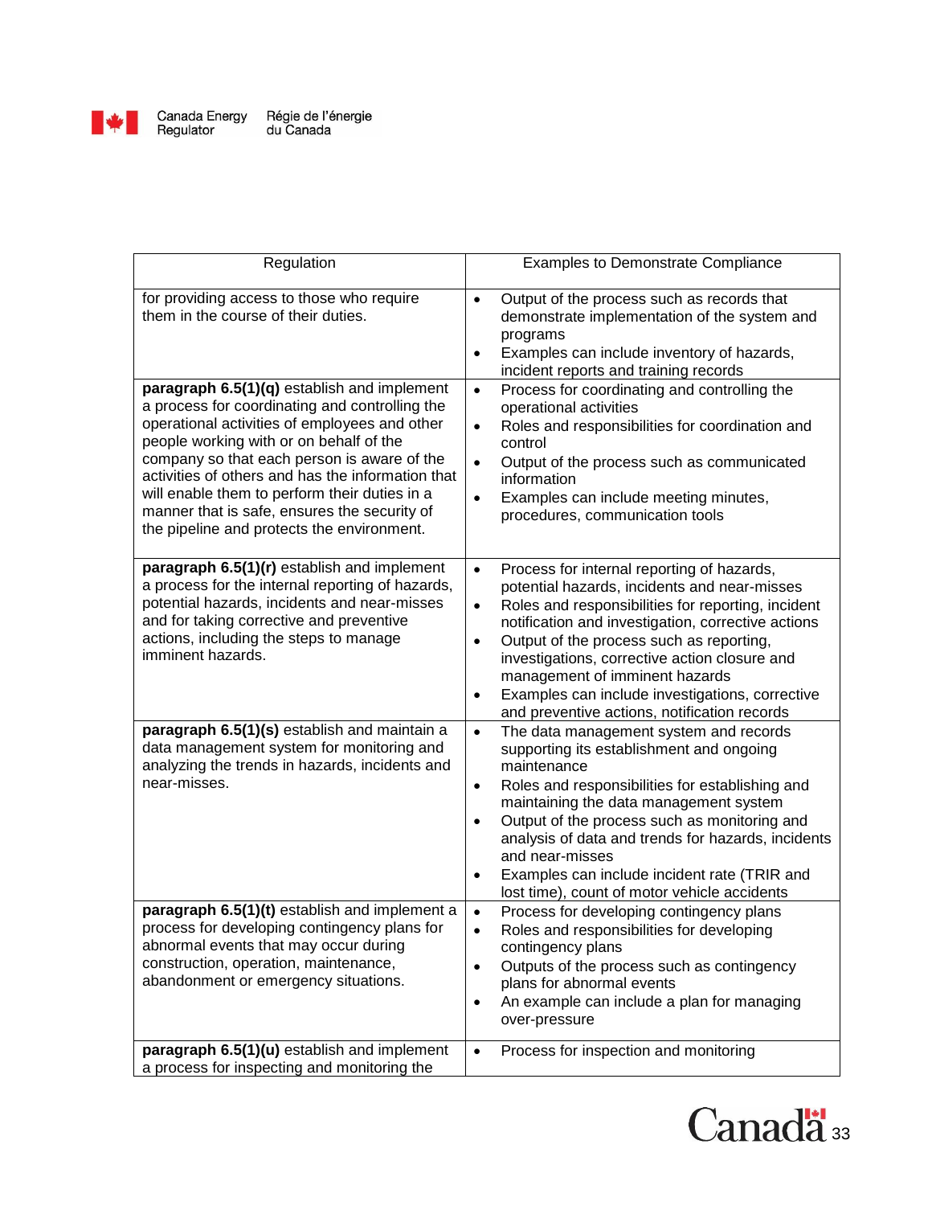| Regulation | Examples to Demonstrate Compliance |
|---|---|
| for providing access to those who require them in the course of their duties. | • Output of the process such as records that demonstrate implementation of the system and programs<br>• Examples can include inventory of hazards, incident reports and training records |
| **paragraph 6.5(1)(q)** establish and implement a process for coordinating and controlling the operational activities of employees and other people working with or on behalf of the company so that each person is aware of the activities of others and has the information that will enable them to perform their duties in a manner that is safe, ensures the security of the pipeline and protects the environment. | • Process for coordinating and controlling the operational activities<br>• Roles and responsibilities for coordination and control<br>• Output of the process such as communicated information<br>• Examples can include meeting minutes, procedures, communication tools |
| **paragraph 6.5(1)(r)** establish and implement a process for the internal reporting of hazards, potential hazards, incidents and near-misses and for taking corrective and preventive actions, including the steps to manage imminent hazards. | • Process for internal reporting of hazards, potential hazards, incidents and near-misses<br>• Roles and responsibilities for reporting, incident notification and investigation, corrective actions<br>• Output of the process such as reporting, investigations, corrective action closure and management of imminent hazards<br>• Examples can include investigations, corrective and preventive actions, notification records |
| **paragraph 6.5(1)(s)** establish and maintain a data management system for monitoring and analyzing the trends in hazards, incidents and near-misses. | • The data management system and records supporting its establishment and ongoing maintenance<br>• Roles and responsibilities for establishing and maintaining the data management system<br>• Output of the process such as monitoring and analysis of data and trends for hazards, incidents and near-misses<br>• Examples can include incident rate (TRIR and lost time), count of motor vehicle accidents |
| **paragraph 6.5(1)(t)** establish and implement a process for developing contingency plans for abnormal events that may occur during construction, operation, maintenance, abandonment or emergency situations. | • Process for developing contingency plans<br>• Roles and responsibilities for developing contingency plans<br>• Outputs of the process such as contingency plans for abnormal events<br>• An example can include a plan for managing over-pressure |
| **paragraph 6.5(1)(u)** establish and implement a process for inspecting and monitoring the | • Process for inspection and monitoring |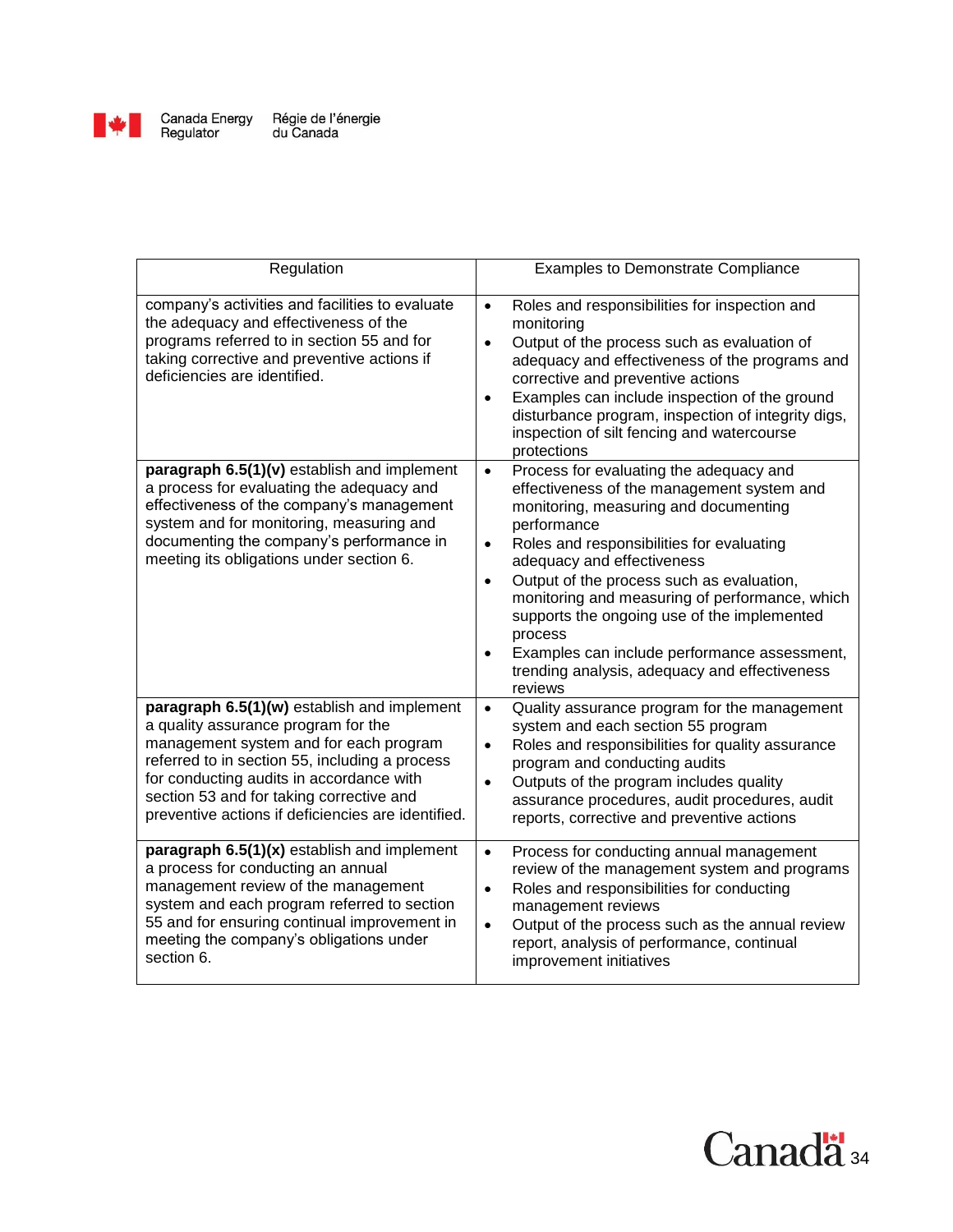| Regulation | Examples to Demonstrate Compliance |
| --- | --- |
| company's activities and facilities to evaluate the adequacy and effectiveness of the programs referred to in section 55 and for taking corrective and preventive actions if deficiencies are identified. | • Roles and responsibilities for inspection and monitoring<br>• Output of the process such as evaluation of adequacy and effectiveness of the programs and corrective and preventive actions<br>• Examples can include inspection of the ground disturbance program, inspection of integrity digs, inspection of silt fencing and watercourse protections |
| **paragraph 6.5(1)(v)** establish and implement a process for evaluating the adequacy and effectiveness of the company's management system and for monitoring, measuring and documenting the company's performance in meeting its obligations under section 6. | • Process for evaluating the adequacy and effectiveness of the management system and monitoring, measuring and documenting performance<br>• Roles and responsibilities for evaluating adequacy and effectiveness<br>• Output of the process such as evaluation, monitoring and measuring of performance, which supports the ongoing use of the implemented process<br>• Examples can include performance assessment, trending analysis, adequacy and effectiveness reviews |
| **paragraph 6.5(1)(w)** establish and implement a quality assurance program for the management system and for each program referred to in section 55, including a process for conducting audits in accordance with section 53 and for taking corrective and preventive actions if deficiencies are identified. | • Quality assurance program for the management system and each section 55 program<br>• Roles and responsibilities for quality assurance program and conducting audits<br>• Outputs of the program includes quality assurance procedures, audit procedures, audit reports, corrective and preventive actions |
| **paragraph 6.5(1)(x)** establish and implement a process for conducting an annual management review of the management system and each program referred to section 55 and for ensuring continual improvement in meeting the company's obligations under section 6. | • Process for conducting annual management review of the management system and programs<br>• Roles and responsibilities for conducting management reviews<br>• Output of the process such as the annual review report, analysis of performance, continual improvement initiatives |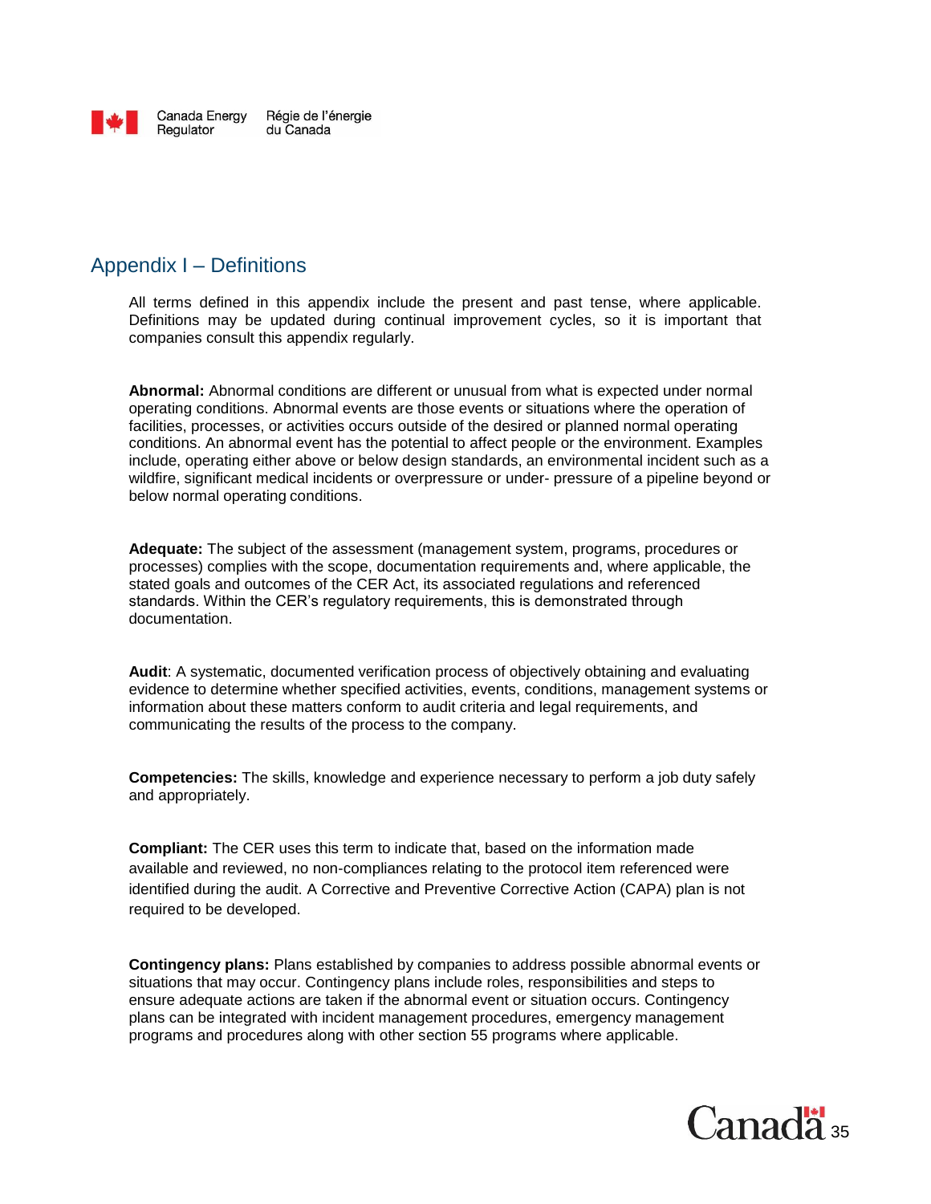## Appendix I – Definitions

All terms defined in this appendix include the present and past tense, where applicable. Definitions may be updated during continual improvement cycles, so it is important that companies consult this appendix regularly.

**Abnormal:** Abnormal conditions are different or unusual from what is expected under normal operating conditions. Abnormal events are those events or situations where the operation of facilities, processes, or activities occurs outside of the desired or planned normal operating conditions. An abnormal event has the potential to affect people or the environment. Examples include, operating either above or below design standards, an environmental incident such as a wildfire, significant medical incidents or overpressure or under- pressure of a pipeline beyond or below normal operating conditions.

**Adequate:** The subject of the assessment (management system, programs, procedures or processes) complies with the scope, documentation requirements and, where applicable, the stated goals and outcomes of the CER Act, its associated regulations and referenced standards. Within the CER's regulatory requirements, this is demonstrated through documentation.

**Audit**: A systematic, documented verification process of objectively obtaining and evaluating evidence to determine whether specified activities, events, conditions, management systems or information about these matters conform to audit criteria and legal requirements, and communicating the results of the process to the company.

**Competencies:** The skills, knowledge and experience necessary to perform a job duty safely and appropriately.

**Compliant:** The CER uses this term to indicate that, based on the information made available and reviewed, no non-compliances relating to the protocol item referenced were identified during the audit. A Corrective and Preventive Corrective Action (CAPA) plan is not required to be developed.

**Contingency plans:** Plans established by companies to address possible abnormal events or situations that may occur. Contingency plans include roles, responsibilities and steps to ensure adequate actions are taken if the abnormal event or situation occurs. Contingency plans can be integrated with incident management procedures, emergency management programs and procedures along with other section 55 programs where applicable.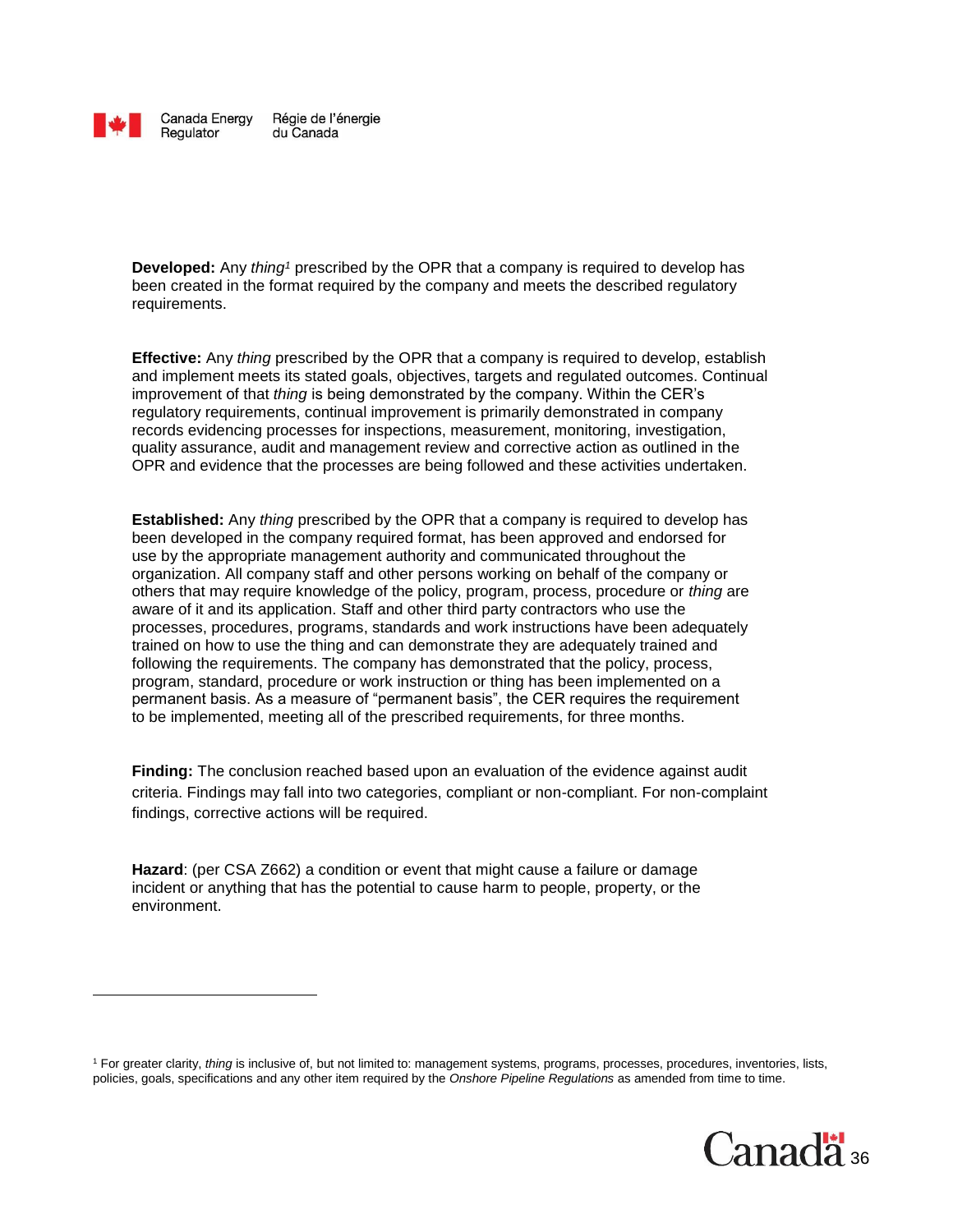**Developed:** Any *thing*[1] prescribed by the OPR that a company is required to develop has been created in the format required by the company and meets the described regulatory requirements.

**Effective:** Any *thing* prescribed by the OPR that a company is required to develop, establish and implement meets its stated goals, objectives, targets and regulated outcomes. Continual improvement of that *thing* is being demonstrated by the company. Within the CER's regulatory requirements, continual improvement is primarily demonstrated in company records evidencing processes for inspections, measurement, monitoring, investigation, quality assurance, audit and management review and corrective action as outlined in the OPR and evidence that the processes are being followed and these activities undertaken.

**Established:** Any *thing* prescribed by the OPR that a company is required to develop has been developed in the company required format, has been approved and endorsed for use by the appropriate management authority and communicated throughout the organization. All company staff and other persons working on behalf of the company or others that may require knowledge of the policy, program, process, procedure or *thing* are aware of it and its application. Staff and other third party contractors who use the processes, procedures, programs, standards and work instructions have been adequately trained on how to use the thing and can demonstrate they are adequately trained and following the requirements. The company has demonstrated that the policy, process, program, standard, procedure or work instruction or thing has been implemented on a permanent basis. As a measure of "permanent basis", the CER requires the requirement to be implemented, meeting all of the prescribed requirements, for three months.

**Finding:** The conclusion reached based upon an evaluation of the evidence against audit criteria. Findings may fall into two categories, compliant or non-compliant. For non-complaint findings, corrective actions will be required.

**Hazard**: (per CSA Z662) a condition or event that might cause a failure or damage incident or anything that has the potential to cause harm to people, property, or the environment.

---

[1] For greater clarity, *thing* is inclusive of, but not limited to: management systems, programs, processes, procedures, inventories, lists, policies, goals, specifications and any other item required by the *Onshore Pipeline Regulations* as amended from time to time.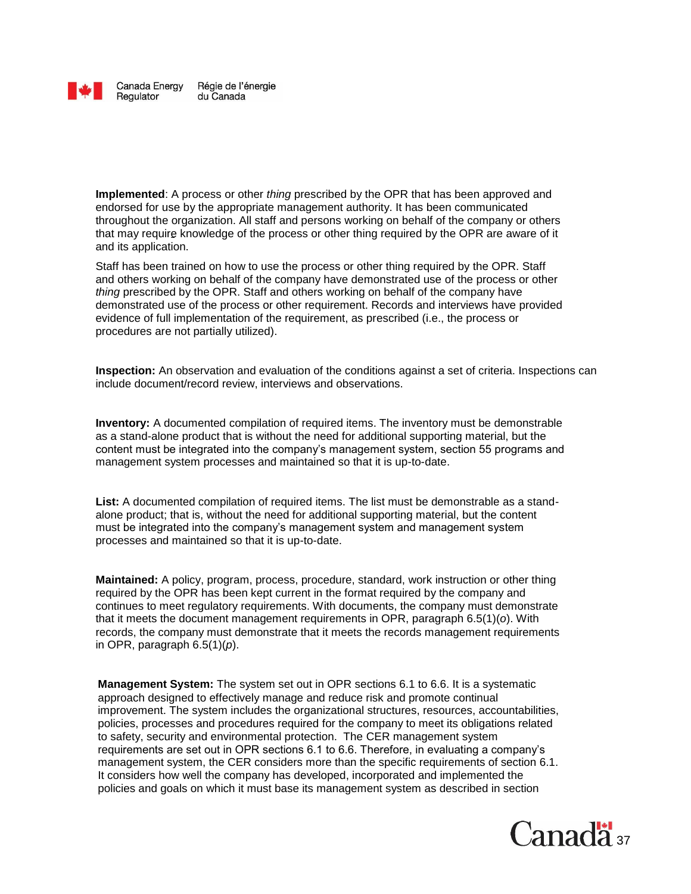**Implemented**: A process or other *thing* prescribed by the OPR that has been approved and endorsed for use by the appropriate management authority. It has been communicated throughout the organization. All staff and persons working on behalf of the company or others that may require knowledge of the process or other thing required by the OPR are aware of it and its application.

Staff has been trained on how to use the process or other thing required by the OPR. Staff and others working on behalf of the company have demonstrated use of the process or other *thing* prescribed by the OPR. Staff and others working on behalf of the company have demonstrated use of the process or other requirement. Records and interviews have provided evidence of full implementation of the requirement, as prescribed (i.e., the process or procedures are not partially utilized).

**Inspection:** An observation and evaluation of the conditions against a set of criteria. Inspections can include document/record review, interviews and observations.

**Inventory:** A documented compilation of required items. The inventory must be demonstrable as a stand-alone product that is without the need for additional supporting material, but the content must be integrated into the company's management system, section 55 programs and management system processes and maintained so that it is up-to-date.

**List:** A documented compilation of required items. The list must be demonstrable as a stand-alone product; that is, without the need for additional supporting material, but the content must be integrated into the company's management system and management system processes and maintained so that it is up-to-date.

**Maintained:** A policy, program, process, procedure, standard, work instruction or other thing required by the OPR has been kept current in the format required by the company and continues to meet regulatory requirements. With documents, the company must demonstrate that it meets the document management requirements in OPR, paragraph 6.5(1)(*o*). With records, the company must demonstrate that it meets the records management requirements in OPR, paragraph 6.5(1)(*p*).

**Management System:** The system set out in OPR sections 6.1 to 6.6. It is a systematic approach designed to effectively manage and reduce risk and promote continual improvement. The system includes the organizational structures, resources, accountabilities, policies, processes and procedures required for the company to meet its obligations related to safety, security and environmental protection. The CER management system requirements are set out in OPR sections 6.1 to 6.6. Therefore, in evaluating a company's management system, the CER considers more than the specific requirements of section 6.1. It considers how well the company has developed, incorporated and implemented the policies and goals on which it must base its management system as described in section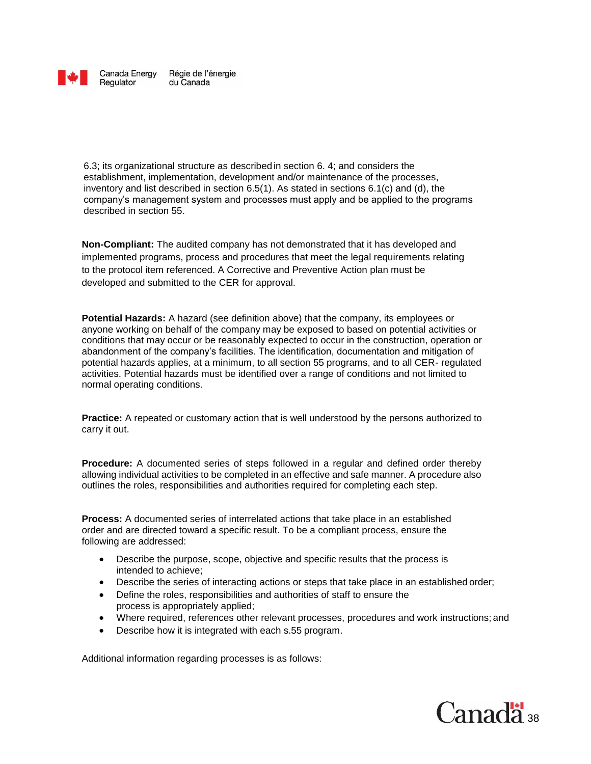6.3; its organizational structure as described in section 6. 4; and considers the establishment, implementation, development and/or maintenance of the processes, inventory and list described in section 6.5(1). As stated in sections 6.1(c) and (d), the company's management system and processes must apply and be applied to the programs described in section 55.

**Non-Compliant:** The audited company has not demonstrated that it has developed and implemented programs, process and procedures that meet the legal requirements relating to the protocol item referenced. A Corrective and Preventive Action plan must be developed and submitted to the CER for approval.

**Potential Hazards:** A hazard (see definition above) that the company, its employees or anyone working on behalf of the company may be exposed to based on potential activities or conditions that may occur or be reasonably expected to occur in the construction, operation or abandonment of the company's facilities. The identification, documentation and mitigation of potential hazards applies, at a minimum, to all section 55 programs, and to all CER- regulated activities. Potential hazards must be identified over a range of conditions and not limited to normal operating conditions.

**Practice:** A repeated or customary action that is well understood by the persons authorized to carry it out.

**Procedure:** A documented series of steps followed in a regular and defined order thereby allowing individual activities to be completed in an effective and safe manner. A procedure also outlines the roles, responsibilities and authorities required for completing each step.

**Process:** A documented series of interrelated actions that take place in an established order and are directed toward a specific result. To be a compliant process, ensure the following are addressed:

- Describe the purpose, scope, objective and specific results that the process is intended to achieve;
- Describe the series of interacting actions or steps that take place in an established order;
- Define the roles, responsibilities and authorities of staff to ensure the process is appropriately applied;
- Where required, references other relevant processes, procedures and work instructions; and
- Describe how it is integrated with each s.55 program.

Additional information regarding processes is as follows: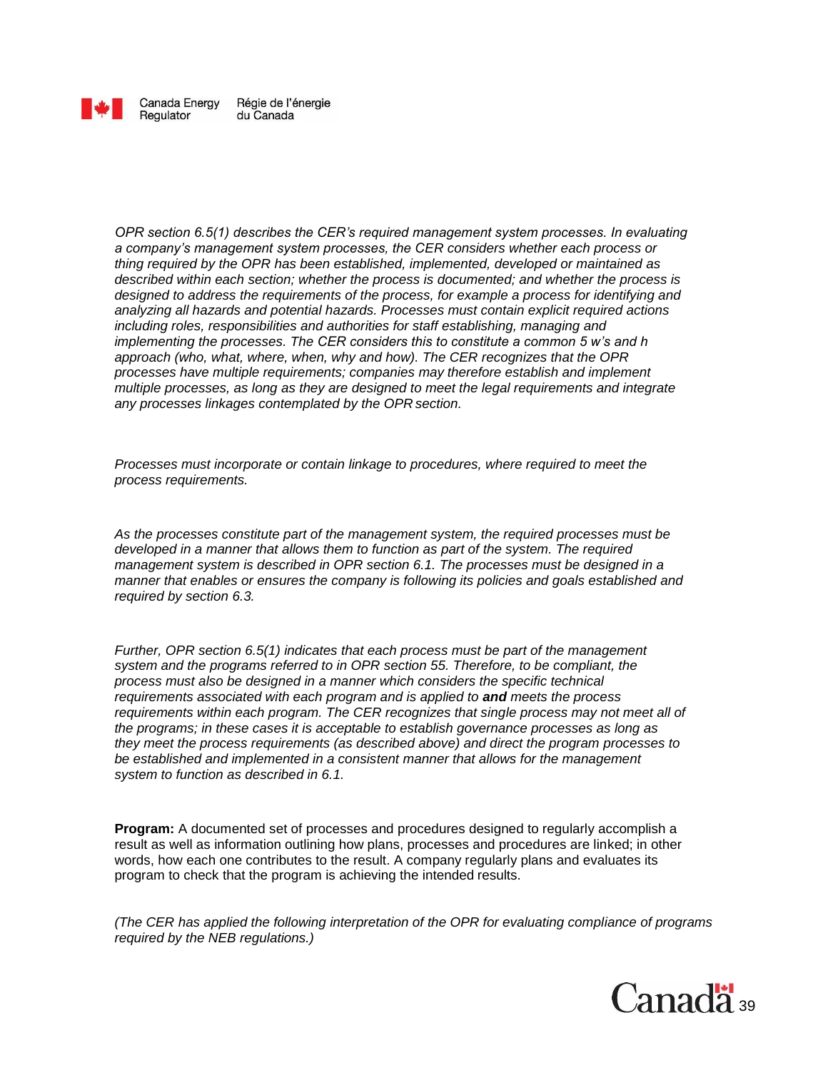*OPR section 6.5(1) describes the CER's required management system processes. In evaluating a company's management system processes, the CER considers whether each process or thing required by the OPR has been established, implemented, developed or maintained as described within each section; whether the process is documented; and whether the process is designed to address the requirements of the process, for example a process for identifying and analyzing all hazards and potential hazards. Processes must contain explicit required actions including roles, responsibilities and authorities for staff establishing, managing and implementing the processes. The CER considers this to constitute a common 5 w's and h approach (who, what, where, when, why and how). The CER recognizes that the OPR processes have multiple requirements; companies may therefore establish and implement multiple processes, as long as they are designed to meet the legal requirements and integrate any processes linkages contemplated by the OPR section.*

*Processes must incorporate or contain linkage to procedures, where required to meet the process requirements.*

*As the processes constitute part of the management system, the required processes must be developed in a manner that allows them to function as part of the system. The required management system is described in OPR section 6.1. The processes must be designed in a manner that enables or ensures the company is following its policies and goals established and required by section 6.3.*

*Further, OPR section 6.5(1) indicates that each process must be part of the management system and the programs referred to in OPR section 55. Therefore, to be compliant, the process must also be designed in a manner which considers the specific technical requirements associated with each program and is applied to **and** meets the process requirements within each program. The CER recognizes that single process may not meet all of the programs; in these cases it is acceptable to establish governance processes as long as they meet the process requirements (as described above) and direct the program processes to be established and implemented in a consistent manner that allows for the management system to function as described in 6.1.*

**Program:** A documented set of processes and procedures designed to regularly accomplish a result as well as information outlining how plans, processes and procedures are linked; in other words, how each one contributes to the result. A company regularly plans and evaluates its program to check that the program is achieving the intended results.

*(The CER has applied the following interpretation of the OPR for evaluating compliance of programs required by the NEB regulations.)*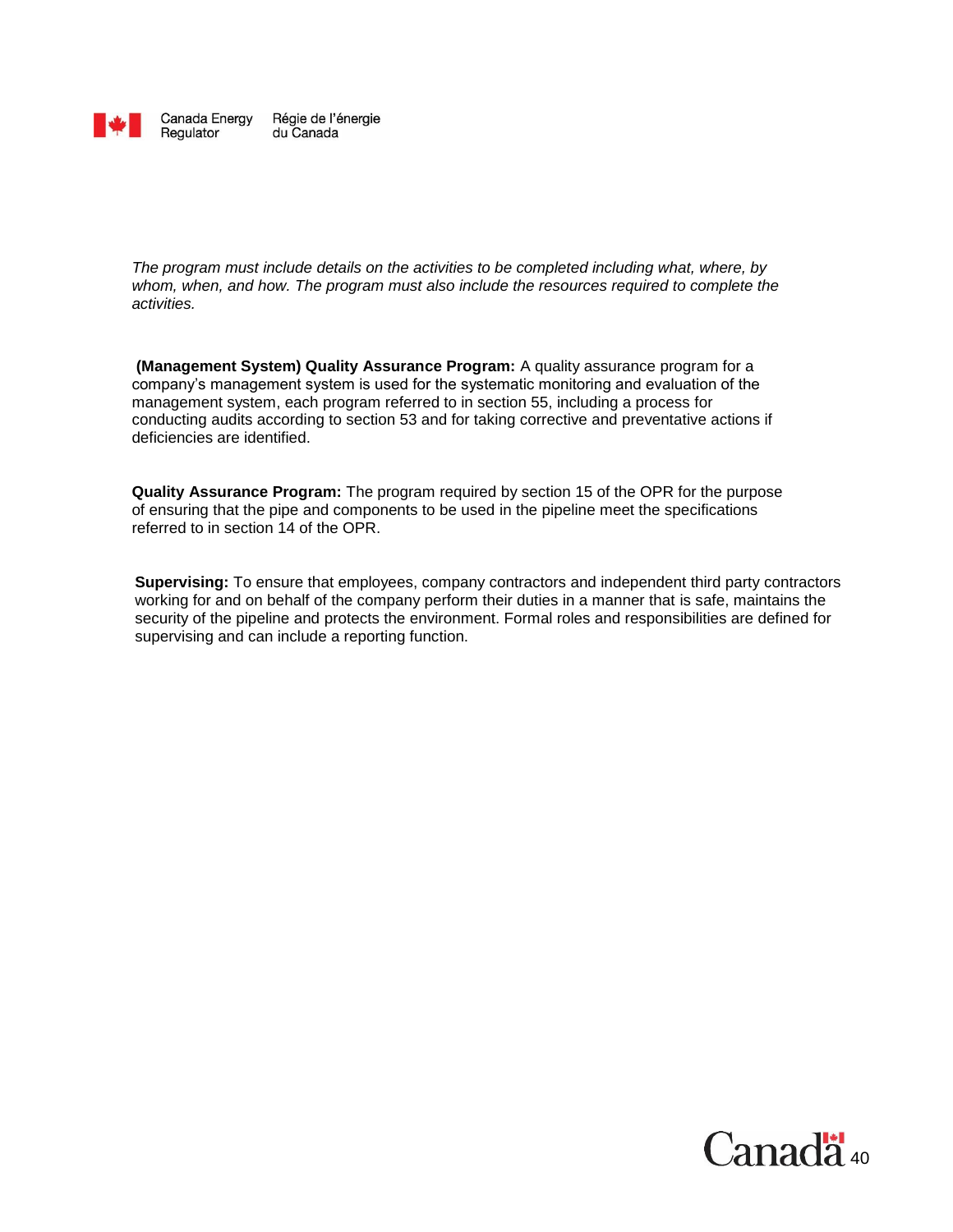*The program must include details on the activities to be completed including what, where, by whom, when, and how. The program must also include the resources required to complete the activities.*

**(Management System) Quality Assurance Program:** A quality assurance program for a company's management system is used for the systematic monitoring and evaluation of the management system, each program referred to in section 55, including a process for conducting audits according to section 53 and for taking corrective and preventative actions if deficiencies are identified.

**Quality Assurance Program:** The program required by section 15 of the OPR for the purpose of ensuring that the pipe and components to be used in the pipeline meet the specifications referred to in section 14 of the OPR.

**Supervising:** To ensure that employees, company contractors and independent third party contractors working for and on behalf of the company perform their duties in a manner that is safe, maintains the security of the pipeline and protects the environment. Formal roles and responsibilities are defined for supervising and can include a reporting function.